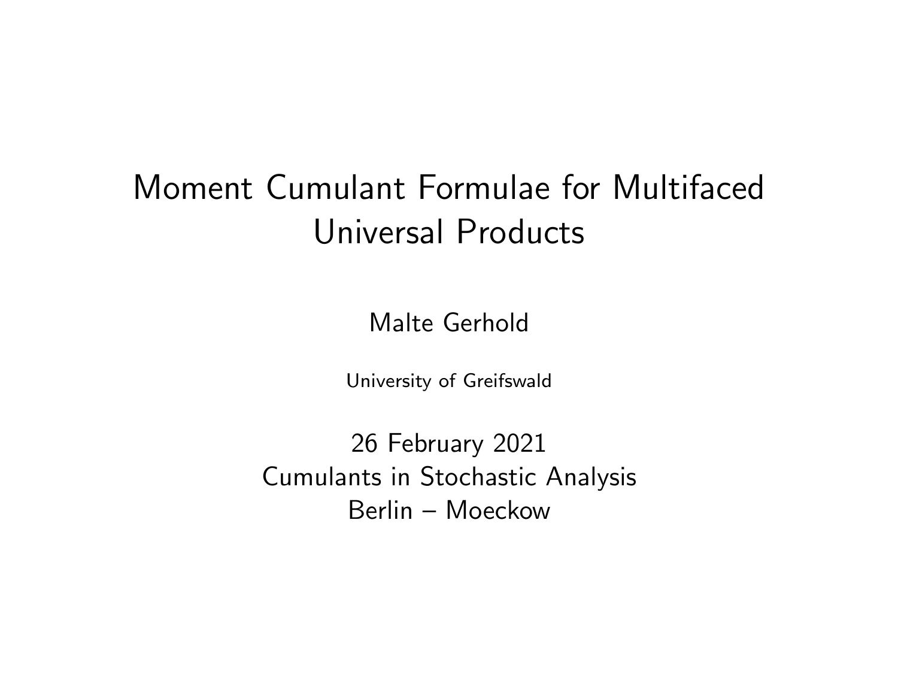# Moment Cumulant Formulae for Multifaced Universal Products

Malte Gerhold

University of Greifswald

26 February 2021
Cumulants in Stochastic Analysis
Berlin – Moeckow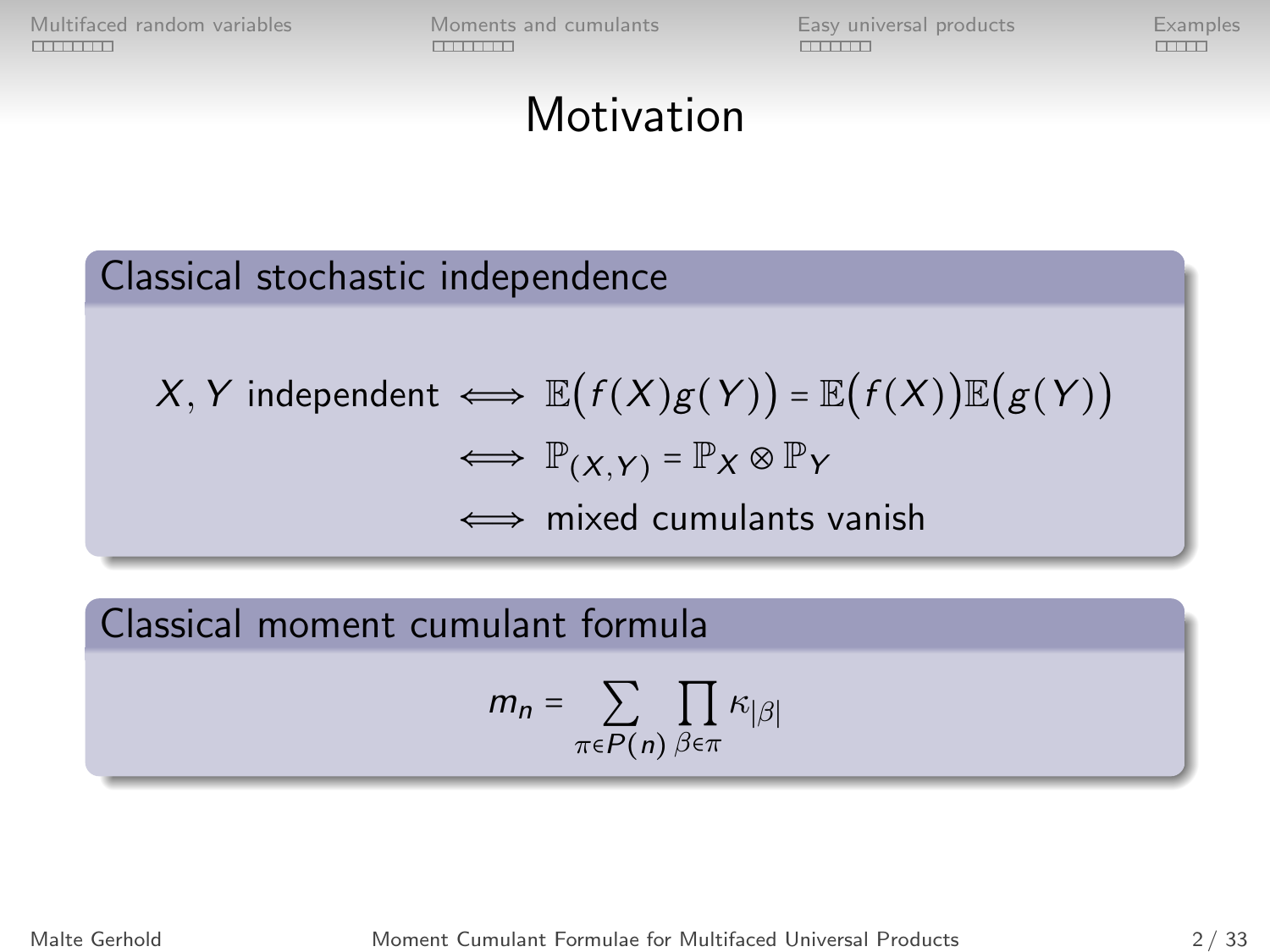# Motivation

## Classical stochastic independence

$$
\begin{aligned}
X, Y \text{ independent} &\iff \mathbb{E}\big(f(X)g(Y)\big) = \mathbb{E}\big(f(X)\big)\mathbb{E}\big(g(Y)\big) \\
&\iff \mathbb{P}_{(X,Y)} = \mathbb{P}_X \otimes \mathbb{P}_Y \\
&\iff \text{mixed cumulants vanish}
\end{aligned}
$$

## Classical moment cumulant formula

$$
m_n = \sum_{\pi \in P(n)} \prod_{\beta \in \pi} \kappa_{|\beta|}
$$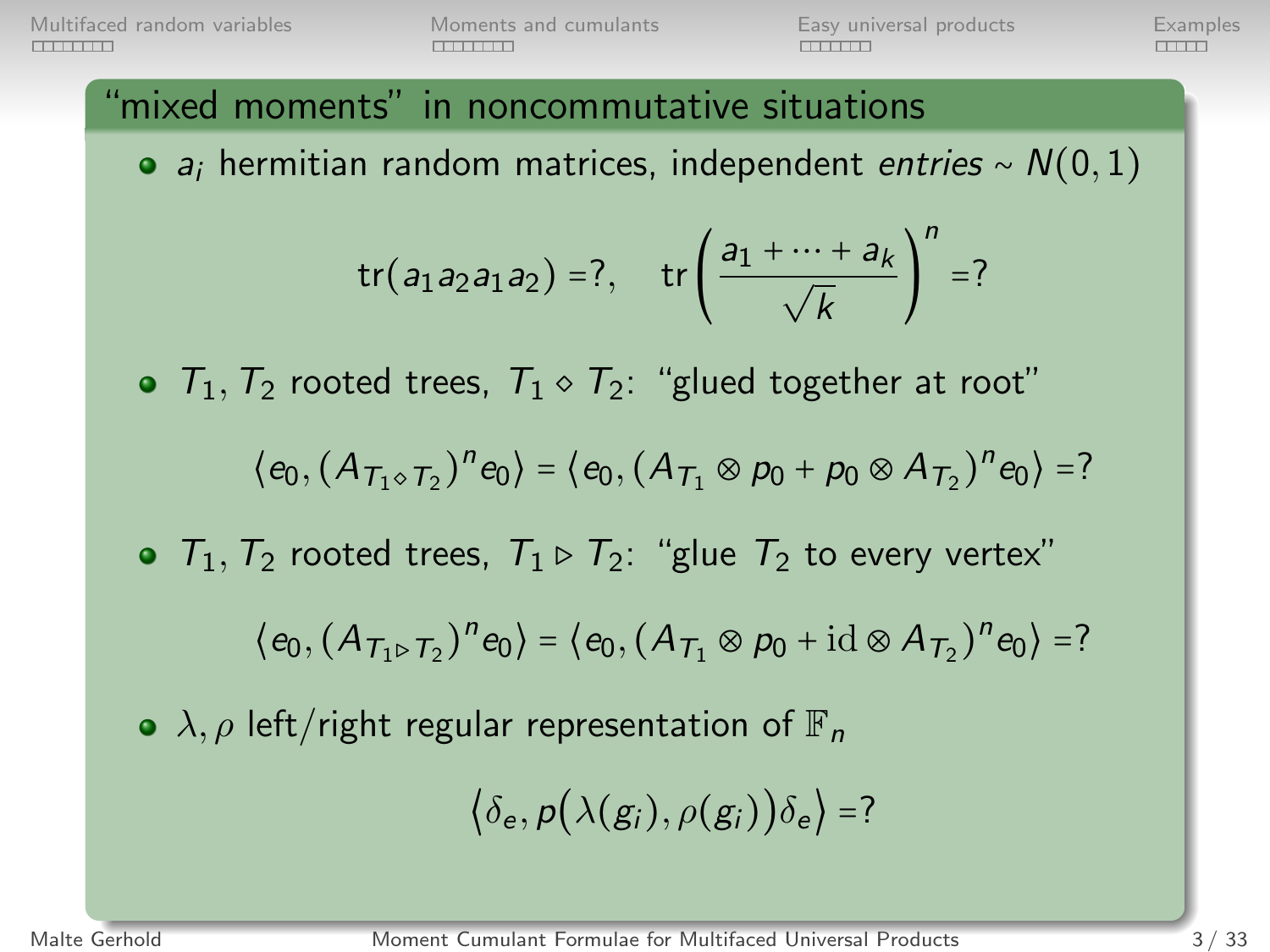## "mixed moments" in noncommutative situations

- $a_i$ hermitian random matrices, independent *entries* $\sim N(0,1)$

$$\operatorname{tr}(a_1 a_2 a_1 a_2) = ?, \quad \operatorname{tr}\left(\frac{a_1 + \cdots + a_k}{\sqrt{k}}\right)^n = ?$$

- $T_1, T_2$ rooted trees, $T_1 \diamond T_2$: "glued together at root"

$$\langle e_0, (A_{T_1 \diamond T_2})^n e_0 \rangle = \langle e_0, (A_{T_1} \otimes p_0 + p_0 \otimes A_{T_2})^n e_0 \rangle = ?$$

- $T_1, T_2$ rooted trees, $T_1 \triangleright T_2$: "glue $T_2$ to every vertex"

$$\langle e_0, (A_{T_1 \triangleright T_2})^n e_0 \rangle = \langle e_0, (A_{T_1} \otimes p_0 + \mathrm{id} \otimes A_{T_2})^n e_0 \rangle = ?$$

- $\lambda, \rho$ left/right regular representation of $\mathbb{F}_n$

$$\left\langle \delta_e, p\big(\lambda(g_i), \rho(g_i)\big)\delta_e \right\rangle = ?$$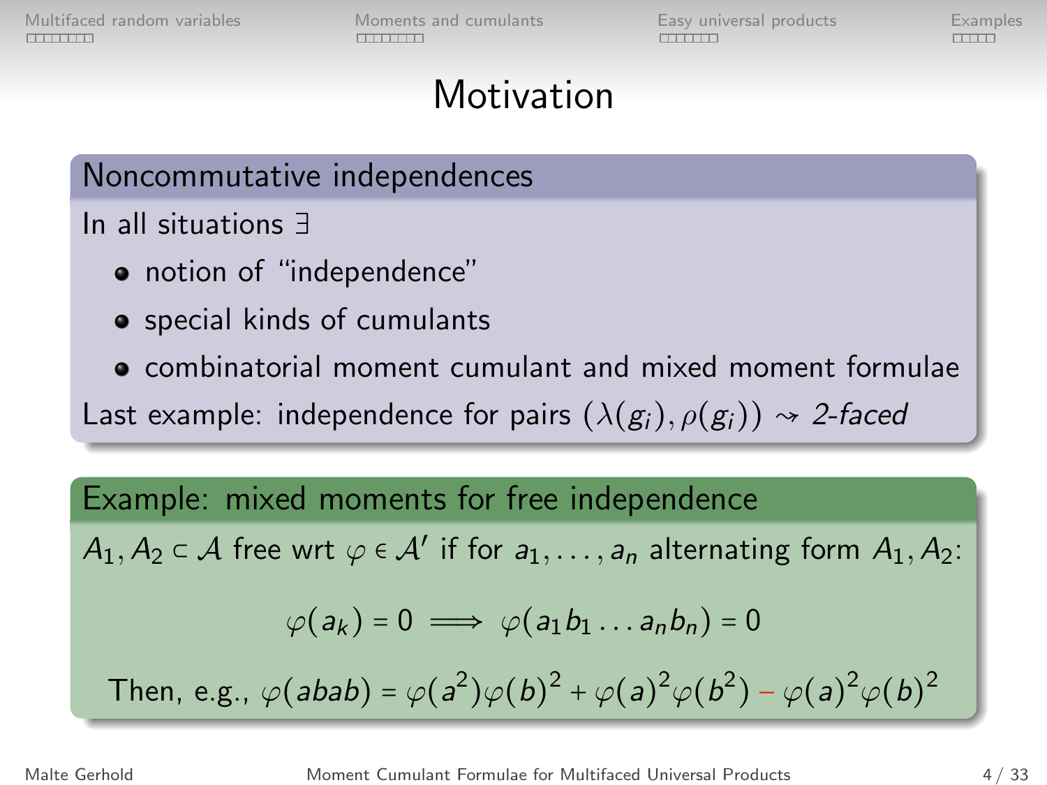# Motivation

### Noncommutative independences

In all situations $\exists$

- notion of "independence"
- special kinds of cumulants
- combinatorial moment cumulant and mixed moment formulae

Last example: independence for pairs $(\lambda(g_i), \rho(g_i)) \rightsquigarrow$ *2-faced*

### Example: mixed moments for free independence

$A_1, A_2 \subset \mathcal{A}$ free wrt $\varphi \in \mathcal{A}'$ if for $a_1, \ldots, a_n$ alternating form $A_1, A_2$:

$$\varphi(a_k) = 0 \implies \varphi(a_1 b_1 \ldots a_n b_n) = 0$$

Then, e.g., $\varphi(abab) = \varphi(a^2)\varphi(b)^2 + \varphi(a)^2\varphi(b^2) - \varphi(a)^2\varphi(b)^2$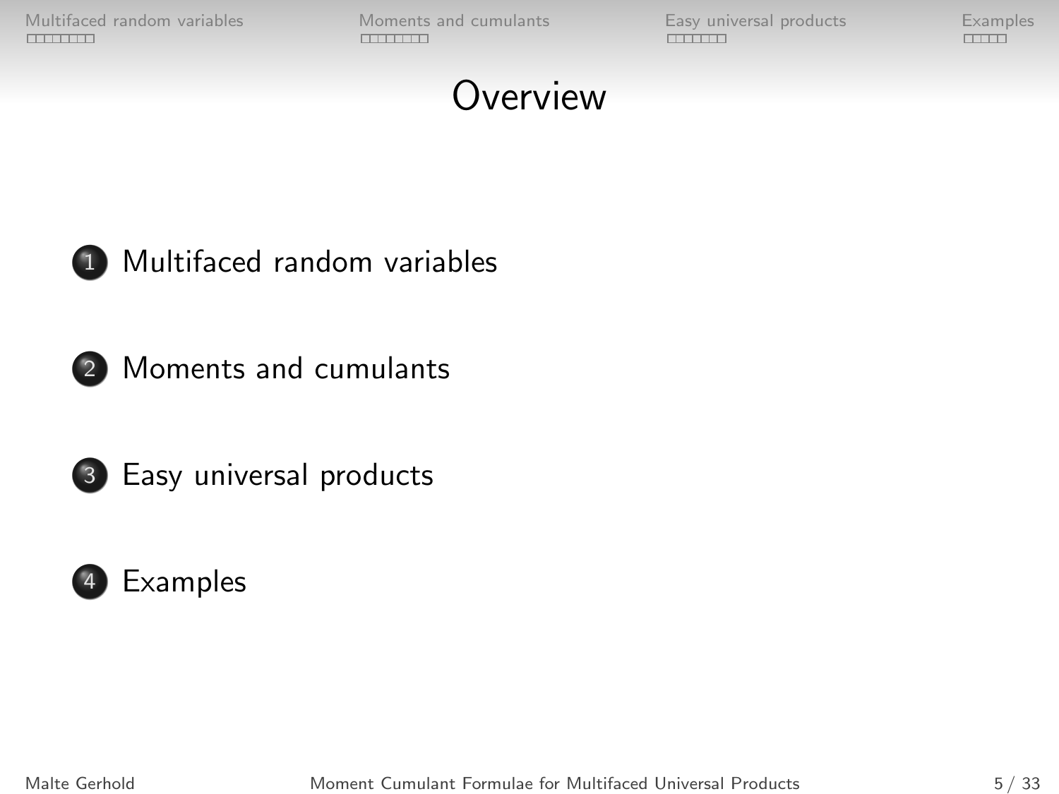# Overview

1. Multifaced random variables
2. Moments and cumulants
3. Easy universal products
4. Examples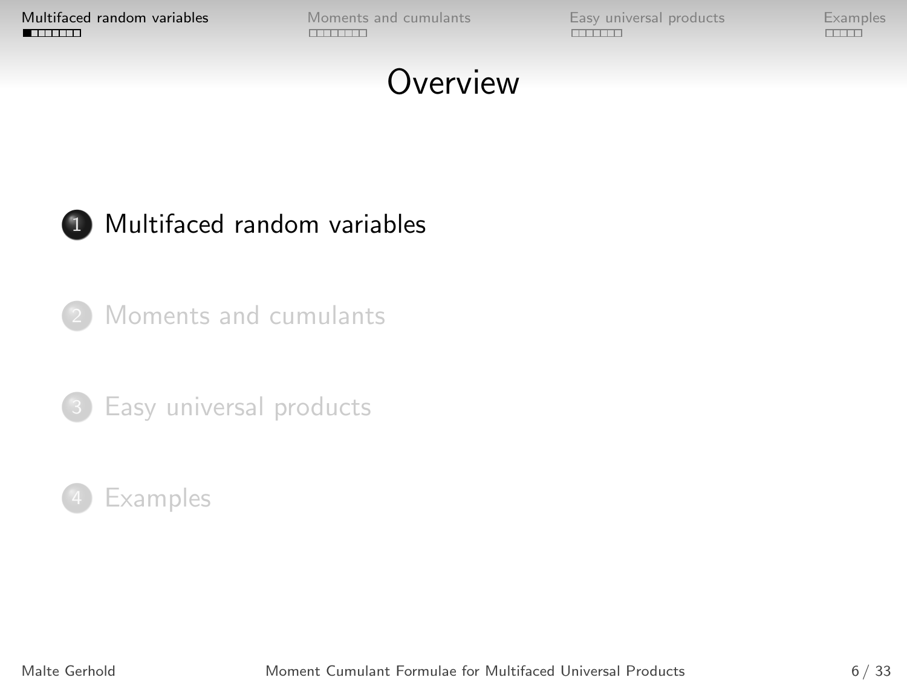# Overview

1. Multifaced random variables
2. Moments and cumulants
3. Easy universal products
4. Examples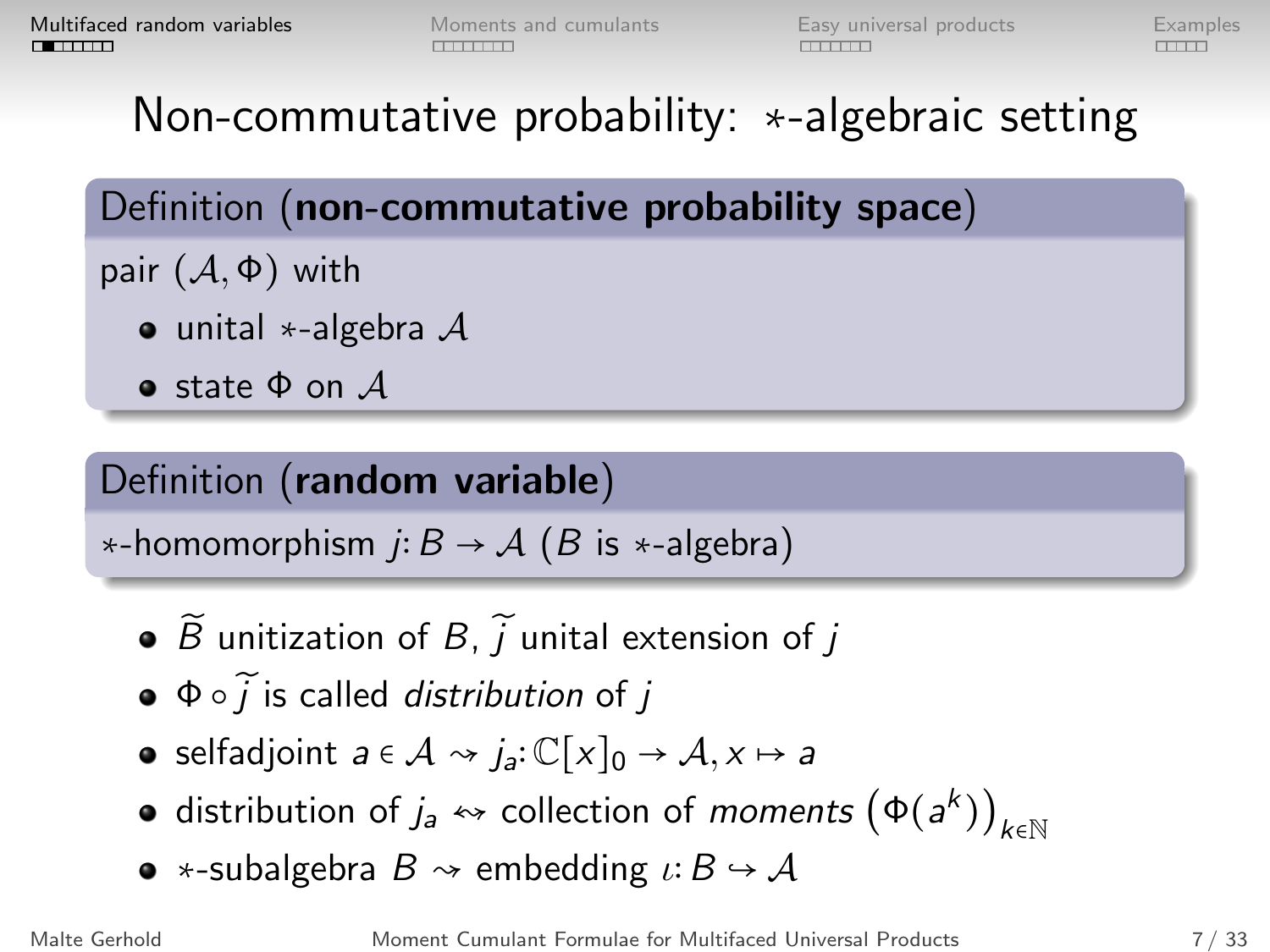# Non-commutative probability: $*$-algebraic setting

**Definition (non-commutative probability space)**

pair $(\mathcal{A}, \Phi)$ with

- unital $*$-algebra $\mathcal{A}$
- state $\Phi$ on $\mathcal{A}$

**Definition (random variable)**

$*$-homomorphism $j\colon B \to \mathcal{A}$ ($B$ is $*$-algebra)

- $\widetilde{B}$ unitization of $B$, $\widetilde{j}$ unital extension of $j$
- $\Phi \circ \widetilde{j}$ is called *distribution* of $j$
- selfadjoint $a \in \mathcal{A} \rightsquigarrow j_a\colon \mathbb{C}[x]_0 \to \mathcal{A}, x \mapsto a$
- distribution of $j_a \leftrightsquigarrow$ collection of *moments* $\left(\Phi(a^k)\right)_{k \in \mathbb{N}}$
- $*$-subalgebra $B \rightsquigarrow$ embedding $\iota\colon B \hookrightarrow \mathcal{A}$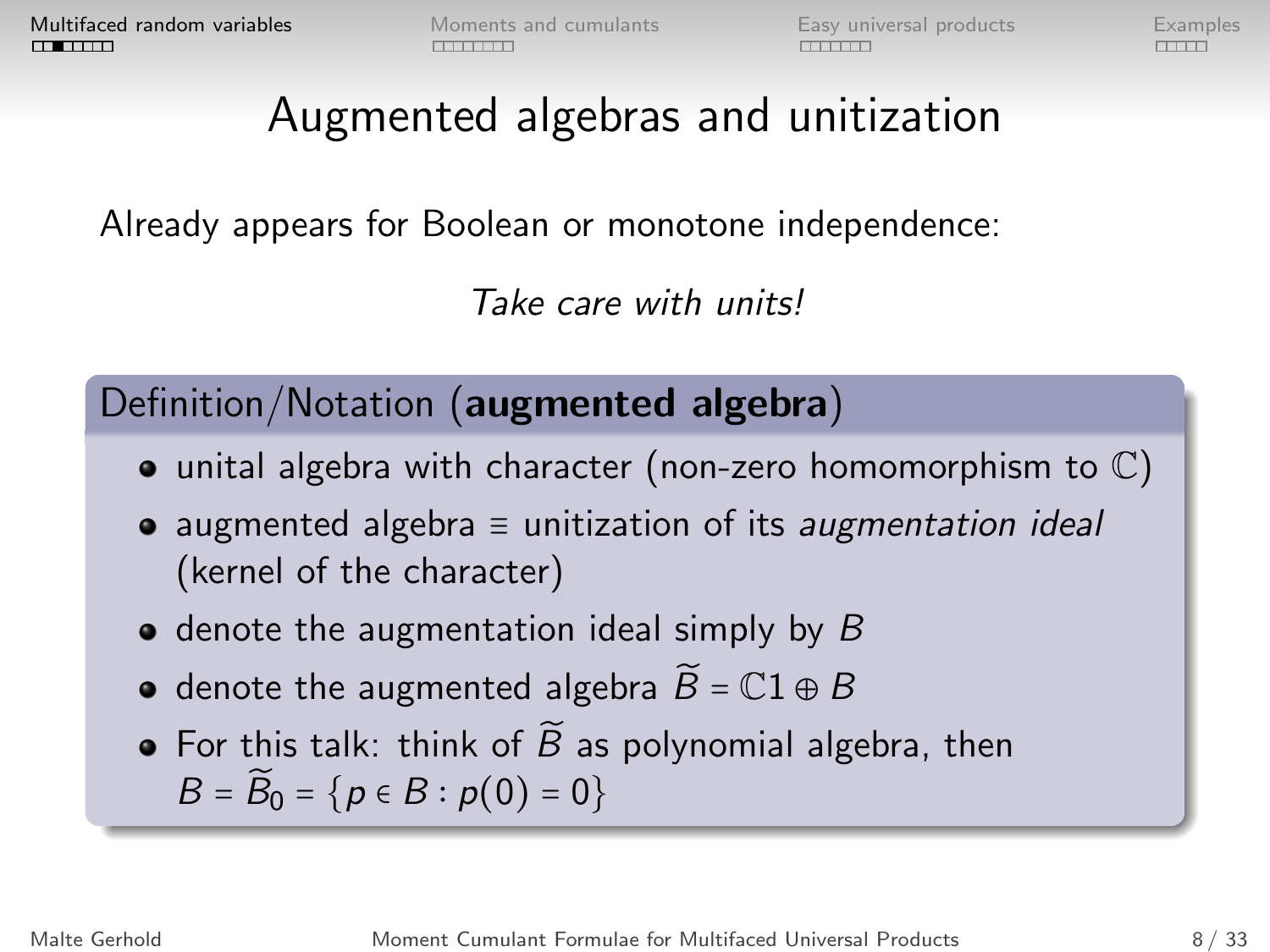# Augmented algebras and unitization

Already appears for Boolean or monotone independence:

*Take care with units!*

**Definition/Notation (augmented algebra)**

- unital algebra with character (non-zero homomorphism to $\mathbb{C}$)
- augmented algebra ≡ unitization of its *augmentation ideal* (kernel of the character)
- denote the augmentation ideal simply by $B$
- denote the augmented algebra $\widetilde{B} = \mathbb{C}1 \oplus B$
- For this talk: think of $\widetilde{B}$ as polynomial algebra, then $B = \widetilde{B}_0 = \{p \in B : p(0) = 0\}$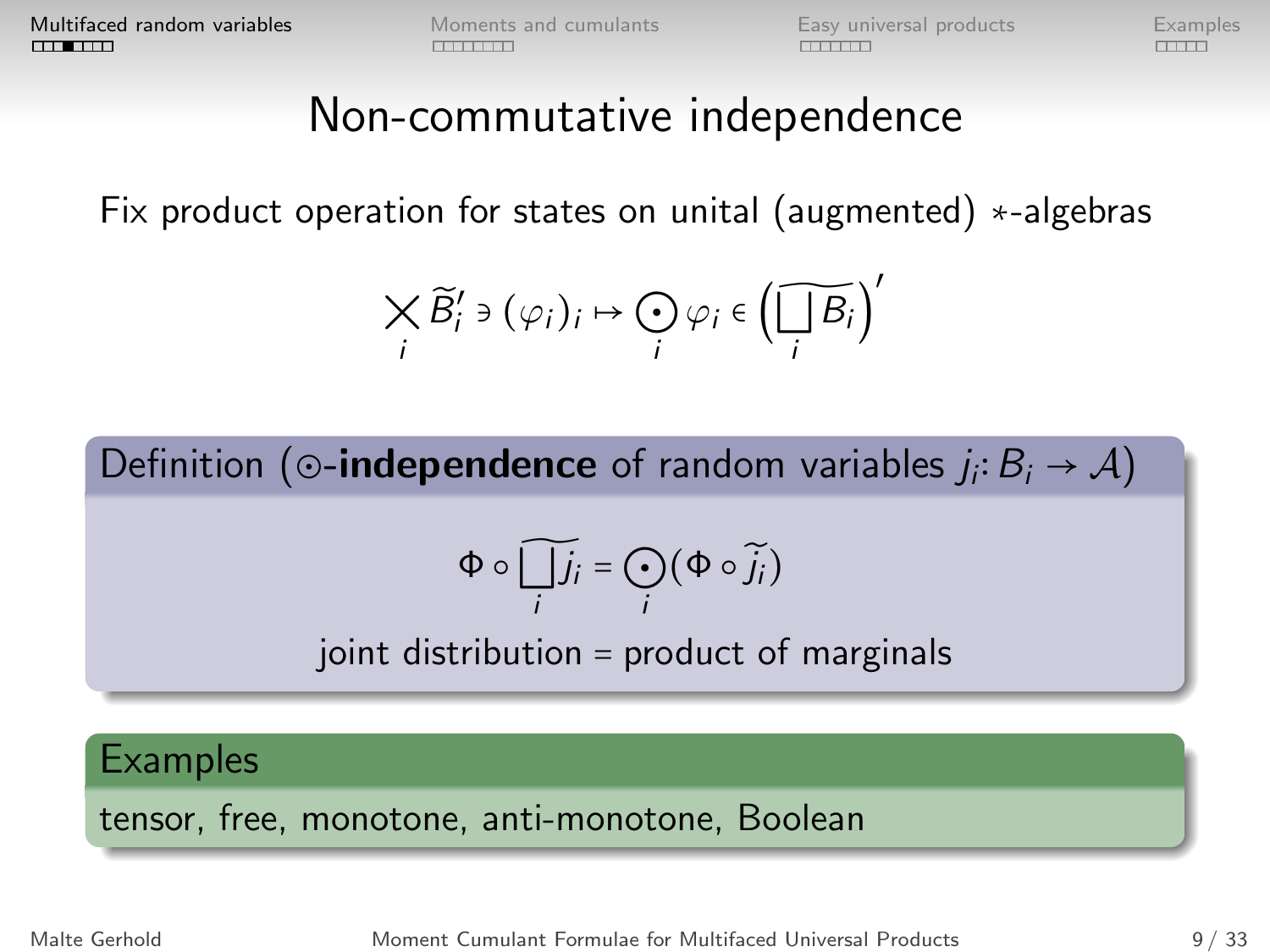# Non-commutative independence

Fix product operation for states on unital (augmented) $*$-algebras

$$\bigtimes_i \widetilde{B}_i' \ni (\varphi_i)_i \mapsto \bigodot_i \varphi_i \in \Big(\widetilde{\bigsqcup_i B_i}\Big)'$$

**Definition ($\odot$-independence of random variables $j_i \colon B_i \to \mathcal{A}$)**

$$\Phi \circ \widetilde{\bigsqcup_i j_i} = \bigodot_i (\Phi \circ \widetilde{j}_i)$$

joint distribution = product of marginals

**Examples**

tensor, free, monotone, anti-monotone, Boolean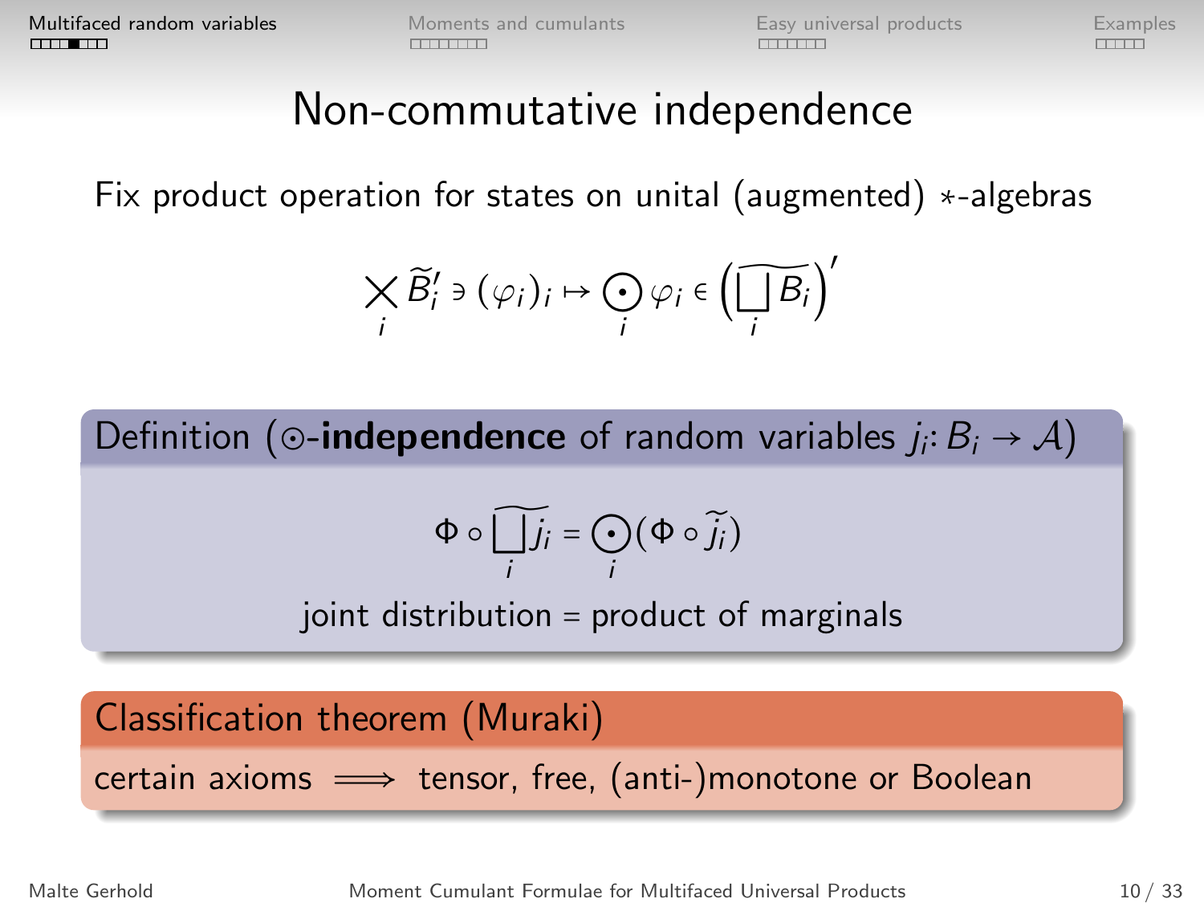# Non-commutative independence

Fix product operation for states on unital (augmented) $*$-algebras

$$\bigtimes_i \widetilde{B}_i' \ni (\varphi_i)_i \mapsto \bigodot_i \varphi_i \in \Big(\widetilde{\bigsqcup_i B_i}\Big)'$$

**Definition** ($\odot$-**independence** of random variables $j_i \colon B_i \to \mathcal{A}$)

$$\Phi \circ \widetilde{\bigsqcup_i j_i} = \bigodot_i (\Phi \circ \widetilde{j}_i)$$

joint distribution = product of marginals

**Classification theorem (Muraki)**

certain axioms $\implies$ tensor, free, (anti-)monotone or Boolean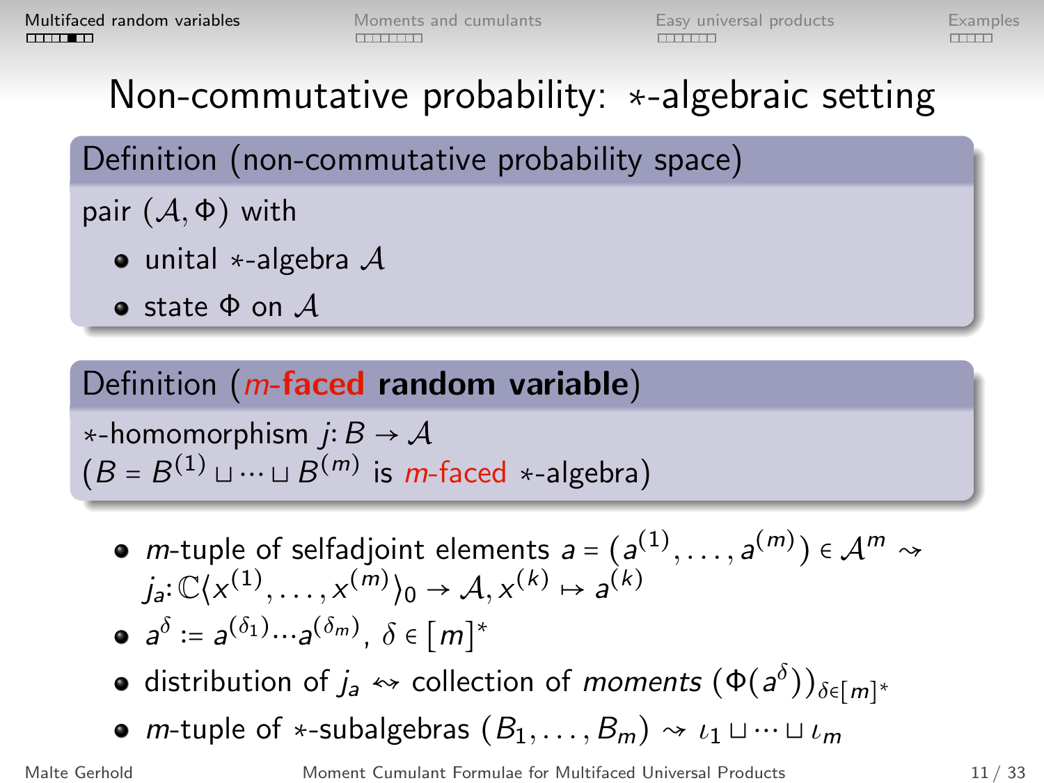# Non-commutative probability: $*$-algebraic setting

**Definition (non-commutative probability space)**

pair $(\mathcal{A}, \Phi)$ with

- unital $*$-algebra $\mathcal{A}$
- state $\Phi$ on $\mathcal{A}$

**Definition (*m*-faced random variable)**

$*$-homomorphism $j\colon B \to \mathcal{A}$
($B = B^{(1)} \sqcup \cdots \sqcup B^{(m)}$ is *m*-faced $*$-algebra)

- $m$-tuple of selfadjoint elements $a = (a^{(1)}, \ldots, a^{(m)}) \in \mathcal{A}^m \rightsquigarrow j_a\colon \mathbb{C}\langle x^{(1)}, \ldots, x^{(m)} \rangle_0 \to \mathcal{A}, x^{(k)} \mapsto a^{(k)}$
- $a^\delta := a^{(\delta_1)} \cdots a^{(\delta_m)}$, $\delta \in [m]^*$
- distribution of $j_a \leftrightsquigarrow$ collection of *moments* $(\Phi(a^\delta))_{\delta \in [m]^*}$
- $m$-tuple of $*$-subalgebras $(B_1, \ldots, B_m) \rightsquigarrow \iota_1 \sqcup \cdots \sqcup \iota_m$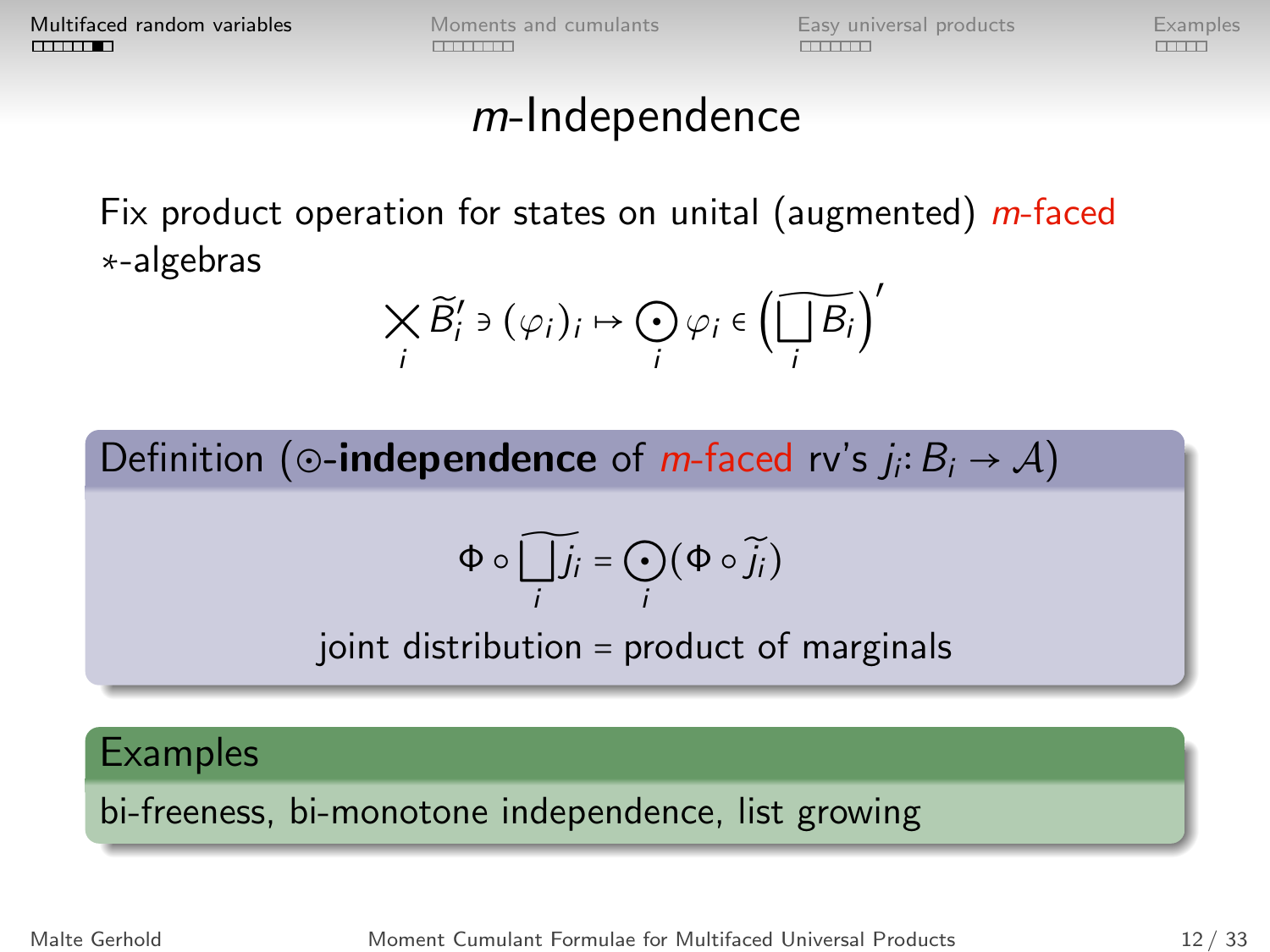# *m*-Independence

Fix product operation for states on unital (augmented) *m*-faced $*$-algebras

$$\bigtimes_i \widetilde{B}_i' \ni (\varphi_i)_i \mapsto \bigodot_i \varphi_i \in \Big(\widetilde{\bigsqcup_i B_i}\Big)'$$

**Definition** ($\odot$-**independence** of *m*-faced rv's $j_i \colon B_i \to \mathcal{A}$)

$$\Phi \circ \widetilde{\bigsqcup_i j_i} = \bigodot_i (\Phi \circ \widetilde{j}_i)$$

joint distribution = product of marginals

**Examples**

bi-freeness, bi-monotone independence, list growing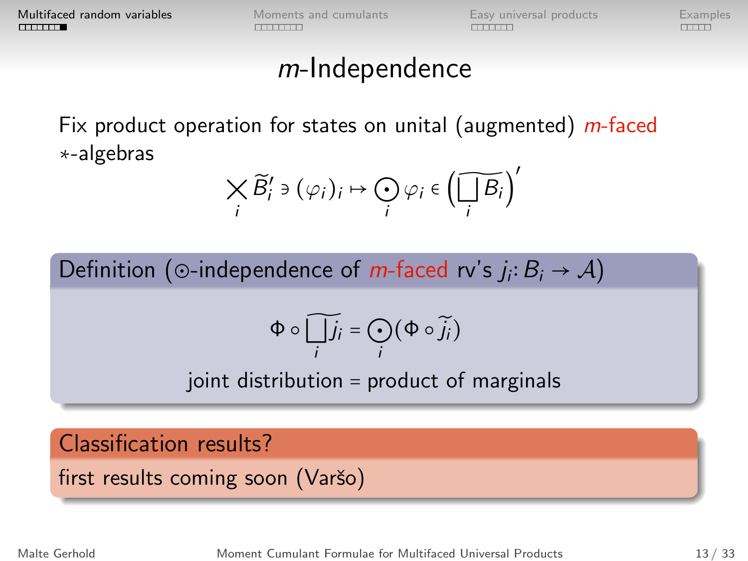# $m$-Independence

Fix product operation for states on unital (augmented) *$m$-faced* $*$-algebras

$$\bigtimes_i \widetilde{B}_i' \ni (\varphi_i)_i \mapsto \bigodot_i \varphi_i \in \Big(\widetilde{\bigsqcup_i B_i}\Big)'$$

**Definition ($\odot$-independence of *$m$-faced* rv's $j_i \colon B_i \to \mathcal{A}$)**

$$\Phi \circ \widetilde{\bigsqcup_i j_i} = \bigodot_i (\Phi \circ \widetilde{j}_i)$$

joint distribution = product of marginals

**Classification results?**

first results coming soon (Varšo)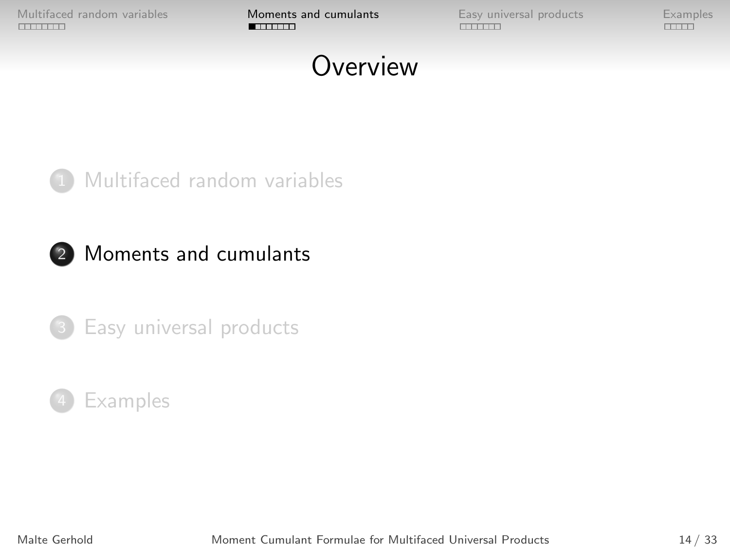# Overview

1. Multifaced random variables
2. Moments and cumulants
3. Easy universal products
4. Examples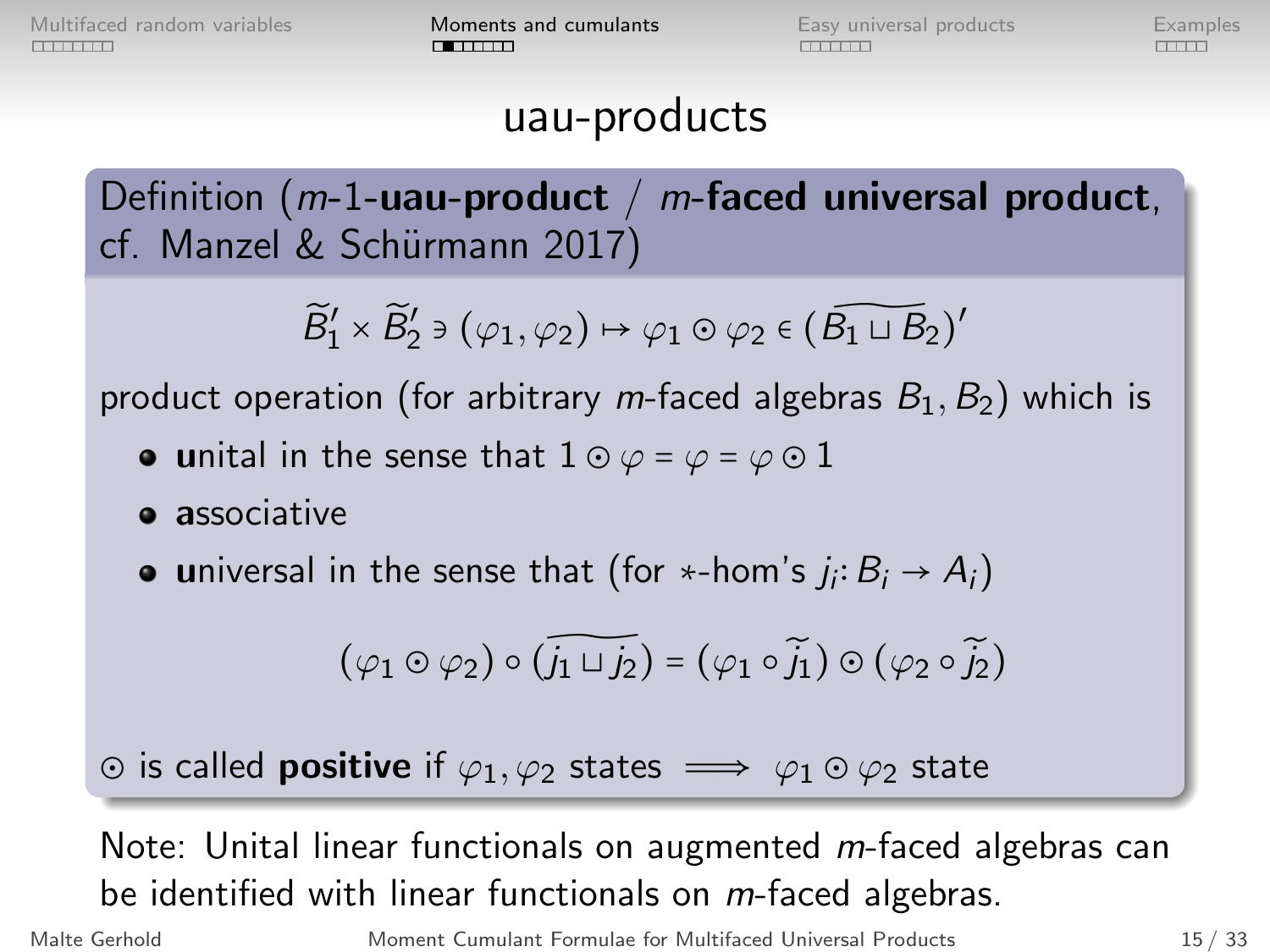# uau-products

**Definition** ($m$-1-**uau-product** / $m$-**faced universal product**, cf. Manzel & Schürmann 2017)

$$\widetilde{B}_1' \times \widetilde{B}_2' \ni (\varphi_1, \varphi_2) \mapsto \varphi_1 \odot \varphi_2 \in (\widetilde{B_1 \sqcup B_2})'$$

product operation (for arbitrary $m$-faced algebras $B_1, B_2$) which is

- **u**nital in the sense that $1 \odot \varphi = \varphi = \varphi \odot 1$
- **a**ssociative
- **u**niversal in the sense that (for $*$-hom's $j_i\colon B_i \to A_i$)

$$(\varphi_1 \odot \varphi_2) \circ (\widetilde{j_1 \sqcup j_2}) = (\varphi_1 \circ \widetilde{j}_1) \odot (\varphi_2 \circ \widetilde{j}_2)$$

$\odot$ is called **positive** if $\varphi_1, \varphi_2$ states $\implies$ $\varphi_1 \odot \varphi_2$ state

Note: Unital linear functionals on augmented $m$-faced algebras can be identified with linear functionals on $m$-faced algebras.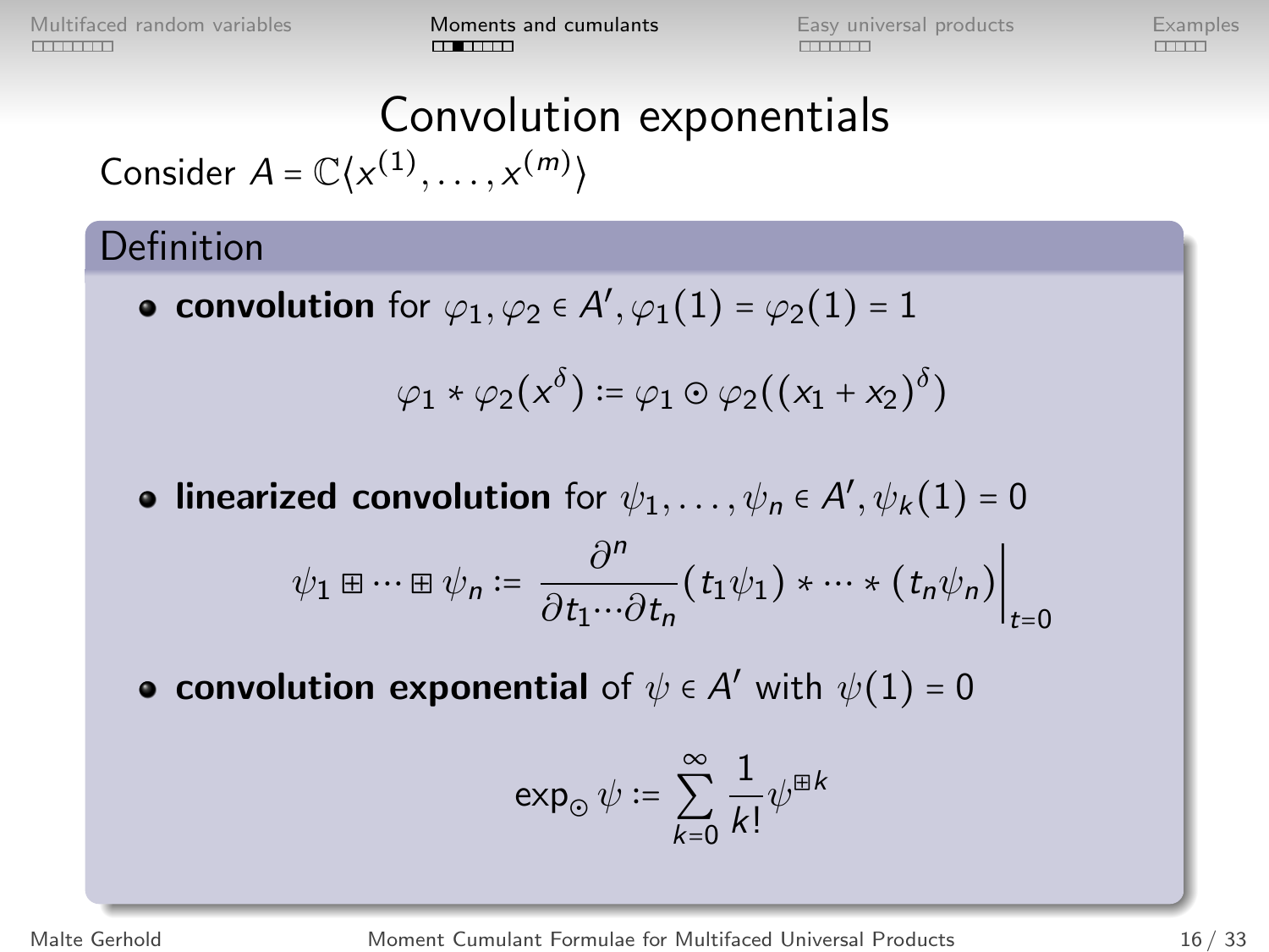# Convolution exponentials

Consider $A = \mathbb{C}\langle x^{(1)}, \ldots, x^{(m)}\rangle$

## Definition

- **convolution** for $\varphi_1, \varphi_2 \in A', \varphi_1(1) = \varphi_2(1) = 1$

$$\varphi_1 * \varphi_2(x^\delta) := \varphi_1 \odot \varphi_2((x_1 + x_2)^\delta)$$

- **linearized convolution** for $\psi_1, \ldots, \psi_n \in A', \psi_k(1) = 0$

$$\psi_1 \boxplus \cdots \boxplus \psi_n := \frac{\partial^n}{\partial t_1 \cdots \partial t_n}(t_1\psi_1) * \cdots * (t_n\psi_n)\Big|_{t=0}$$

- **convolution exponential** of $\psi \in A'$ with $\psi(1) = 0$

$$\exp_\odot \psi := \sum_{k=0}^{\infty} \frac{1}{k!}\psi^{\boxplus k}$$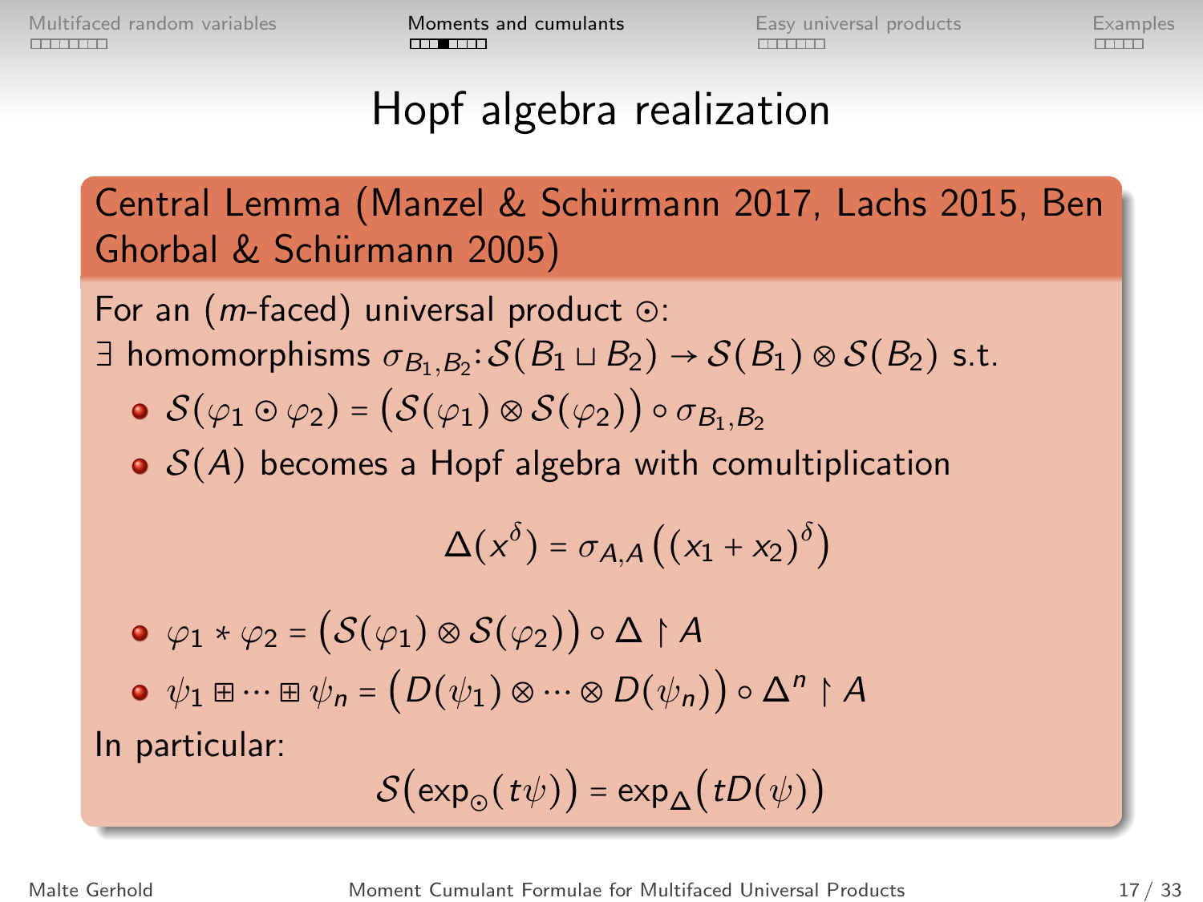# Hopf algebra realization

**Central Lemma (Manzel & Schürmann 2017, Lachs 2015, Ben Ghorbal & Schürmann 2005)**

For an ($m$-faced) universal product $\odot$:

$\exists$ homomorphisms $\sigma_{B_1,B_2}\colon \mathcal{S}(B_1 \sqcup B_2) \to \mathcal{S}(B_1) \otimes \mathcal{S}(B_2)$ s.t.

- $\mathcal{S}(\varphi_1 \odot \varphi_2) = \big(\mathcal{S}(\varphi_1) \otimes \mathcal{S}(\varphi_2)\big) \circ \sigma_{B_1,B_2}$
- $\mathcal{S}(A)$ becomes a Hopf algebra with comultiplication

$$\Delta(x^\delta) = \sigma_{A,A}\big((x_1 + x_2)^\delta\big)$$

- $\varphi_1 * \varphi_2 = \big(\mathcal{S}(\varphi_1) \otimes \mathcal{S}(\varphi_2)\big) \circ \Delta \restriction A$
- $\psi_1 \boxplus \cdots \boxplus \psi_n = \big(D(\psi_1) \otimes \cdots \otimes D(\psi_n)\big) \circ \Delta^n \restriction A$

In particular:

$$\mathcal{S}\big(\exp_\odot(t\psi)\big) = \exp_\Delta\big(tD(\psi)\big)$$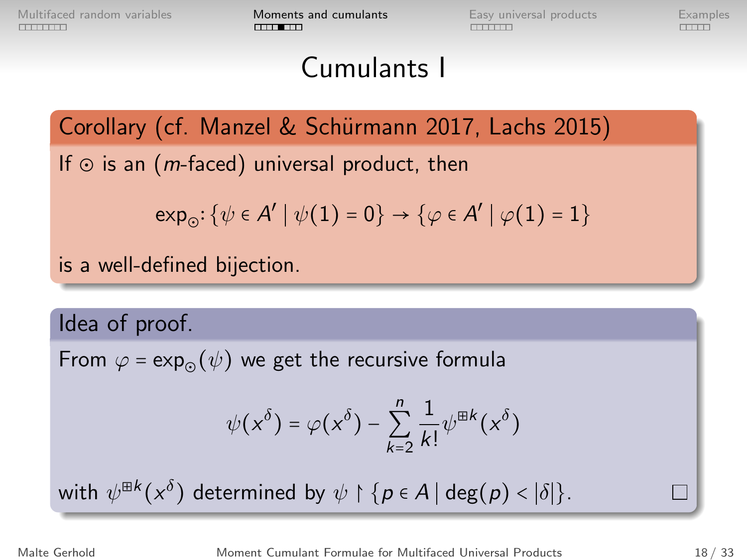# Cumulants I

**Corollary (cf. Manzel & Schürmann 2017, Lachs 2015)**

If $\odot$ is an ($m$-faced) universal product, then

$$\exp_{\odot}\colon \{\psi \in A' \mid \psi(1) = 0\} \to \{\varphi \in A' \mid \varphi(1) = 1\}$$

is a well-defined bijection.

**Idea of proof.**

From $\varphi = \exp_{\odot}(\psi)$ we get the recursive formula

$$\psi(x^{\delta}) = \varphi(x^{\delta}) - \sum_{k=2}^{n} \frac{1}{k!}\psi^{\boxplus k}(x^{\delta})$$

with $\psi^{\boxplus k}(x^{\delta})$ determined by $\psi \restriction \{p \in A \mid \deg(p) < |\delta|\}$. $\square$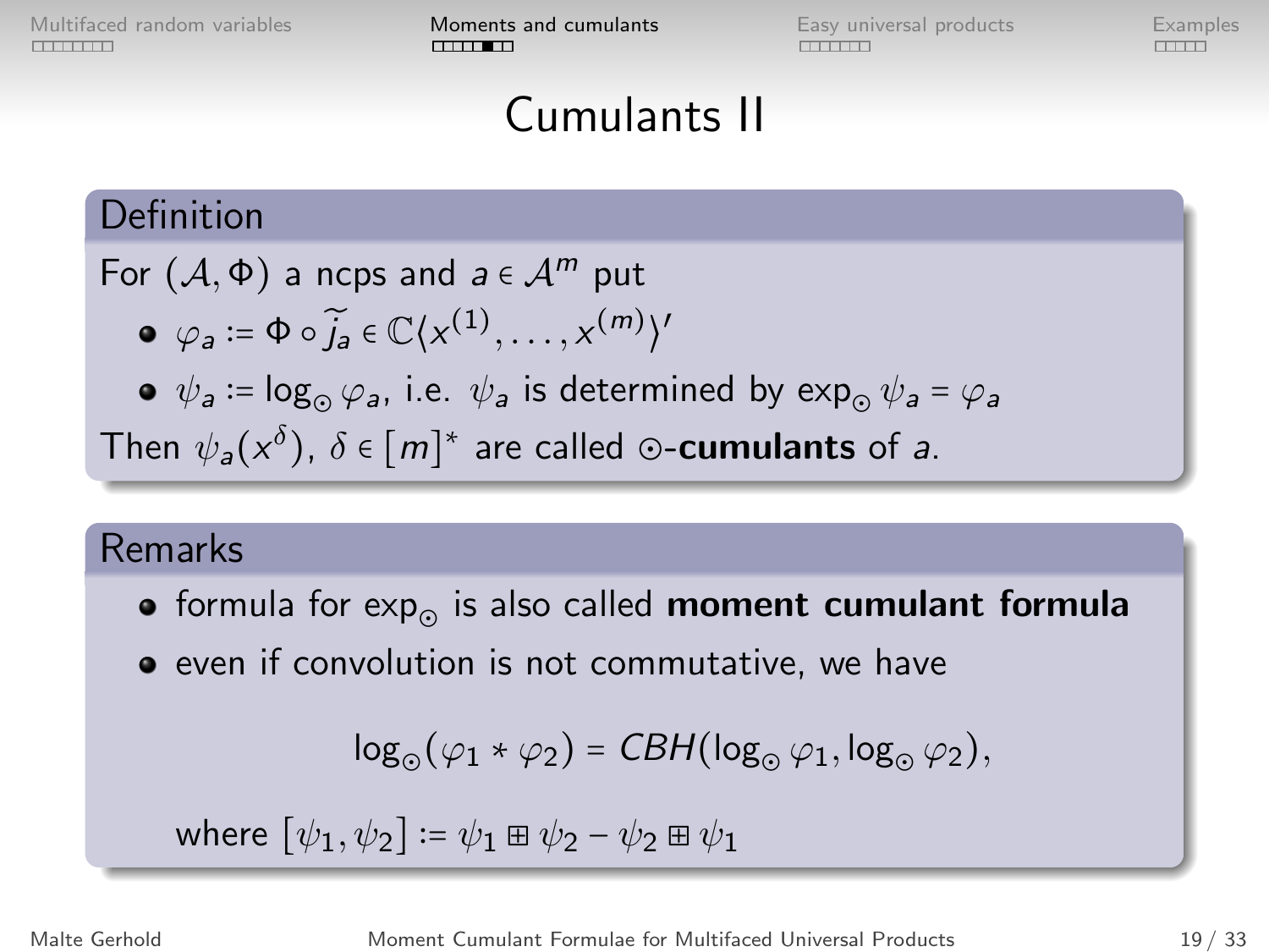# Cumulants II

## Definition

For $(\mathcal{A}, \Phi)$ a ncps and $a \in \mathcal{A}^m$ put

- $\varphi_a := \Phi \circ \widetilde{j}_a \in \mathbb{C}\langle x^{(1)}, \ldots, x^{(m)} \rangle'$
- $\psi_a := \log_\odot \varphi_a$, i.e. $\psi_a$ is determined by $\exp_\odot \psi_a = \varphi_a$

Then $\psi_a(x^\delta)$, $\delta \in [m]^*$ are called $\odot$-**cumulants** of $a$.

## Remarks

- formula for $\exp_\odot$ is also called **moment cumulant formula**
- even if convolution is not commutative, we have

$$\log_\odot(\varphi_1 \star \varphi_2) = CBH(\log_\odot \varphi_1, \log_\odot \varphi_2),$$

  where $[\psi_1, \psi_2] := \psi_1 \boxplus \psi_2 - \psi_2 \boxplus \psi_1$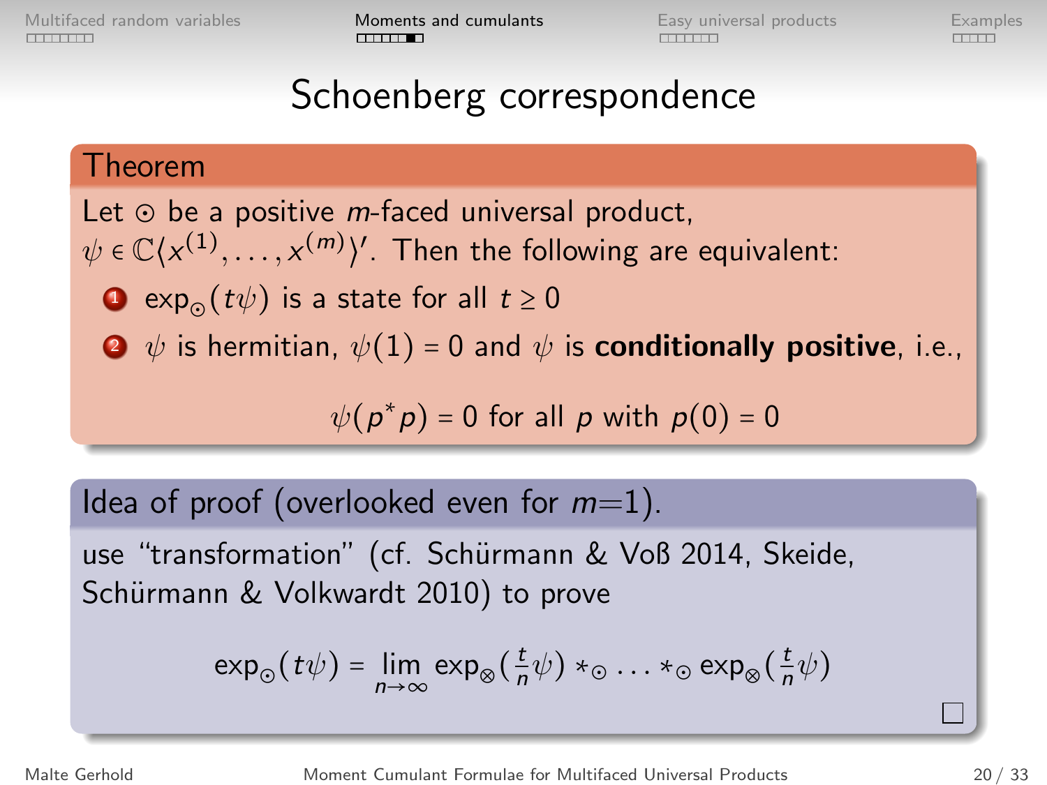# Schoenberg correspondence

**Theorem**

Let $\odot$ be a positive $m$-faced universal product, $\psi \in \mathbb{C}\langle x^{(1)}, \ldots, x^{(m)} \rangle'$. Then the following are equivalent:

1. $\exp_\odot(t\psi)$ is a state for all $t \geq 0$
2. $\psi$ is hermitian, $\psi(1) = 0$ and $\psi$ is **conditionally positive**, i.e.,

$$\psi(p^* p) = 0 \text{ for all } p \text{ with } p(0) = 0$$

**Idea of proof (overlooked even for $m$=1).**

use "transformation" (cf. Schürmann & Voß 2014, Skeide, Schürmann & Volkwardt 2010) to prove

$$\exp_\odot(t\psi) = \lim_{n\to\infty} \exp_\otimes(\tfrac{t}{n}\psi) *_\odot \ldots *_\odot \exp_\otimes(\tfrac{t}{n}\psi)$$

□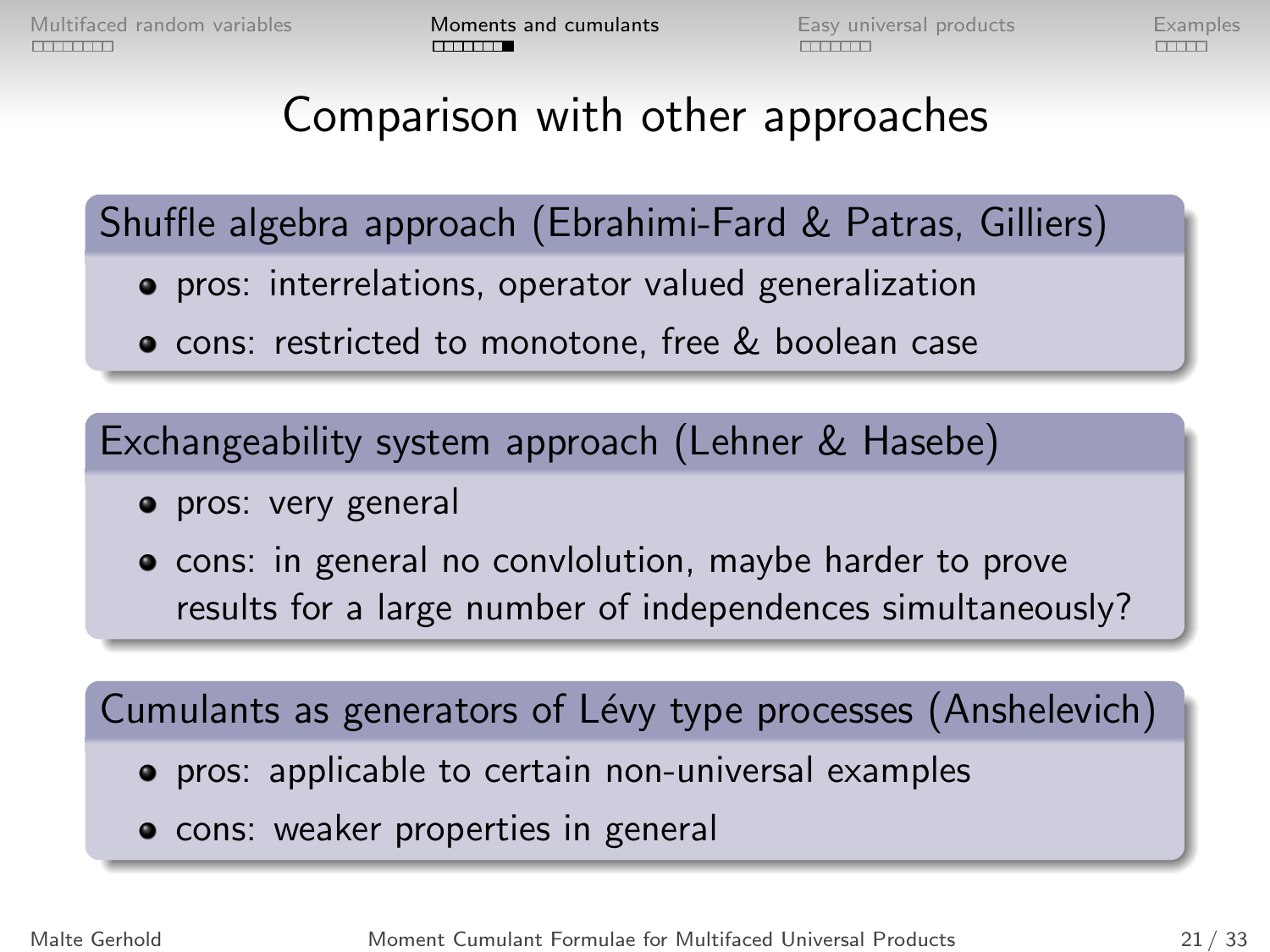# Comparison with other approaches

## Shuffle algebra approach (Ebrahimi-Fard & Patras, Gilliers)

- pros: interrelations, operator valued generalization
- cons: restricted to monotone, free & boolean case

## Exchangeability system approach (Lehner & Hasebe)

- pros: very general
- cons: in general no convlolution, maybe harder to prove results for a large number of independences simultaneously?

## Cumulants as generators of Lévy type processes (Anshelevich)

- pros: applicable to certain non-universal examples
- cons: weaker properties in general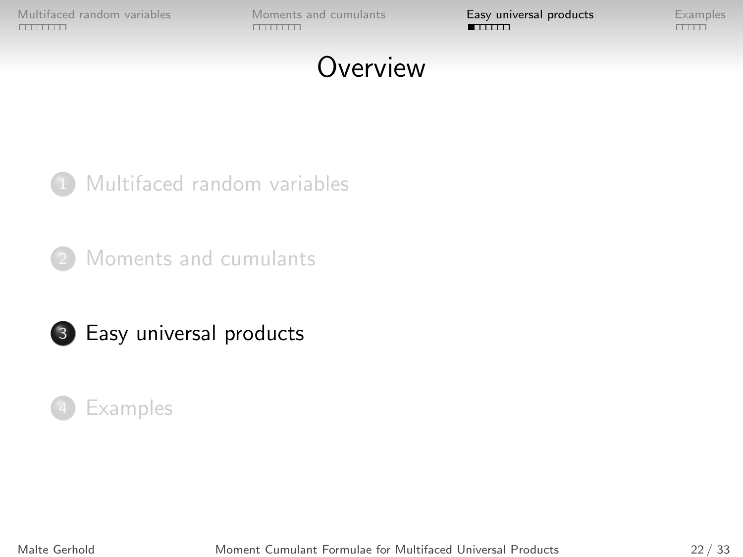# Overview

1. Multifaced random variables
2. Moments and cumulants
3. **Easy universal products**
4. Examples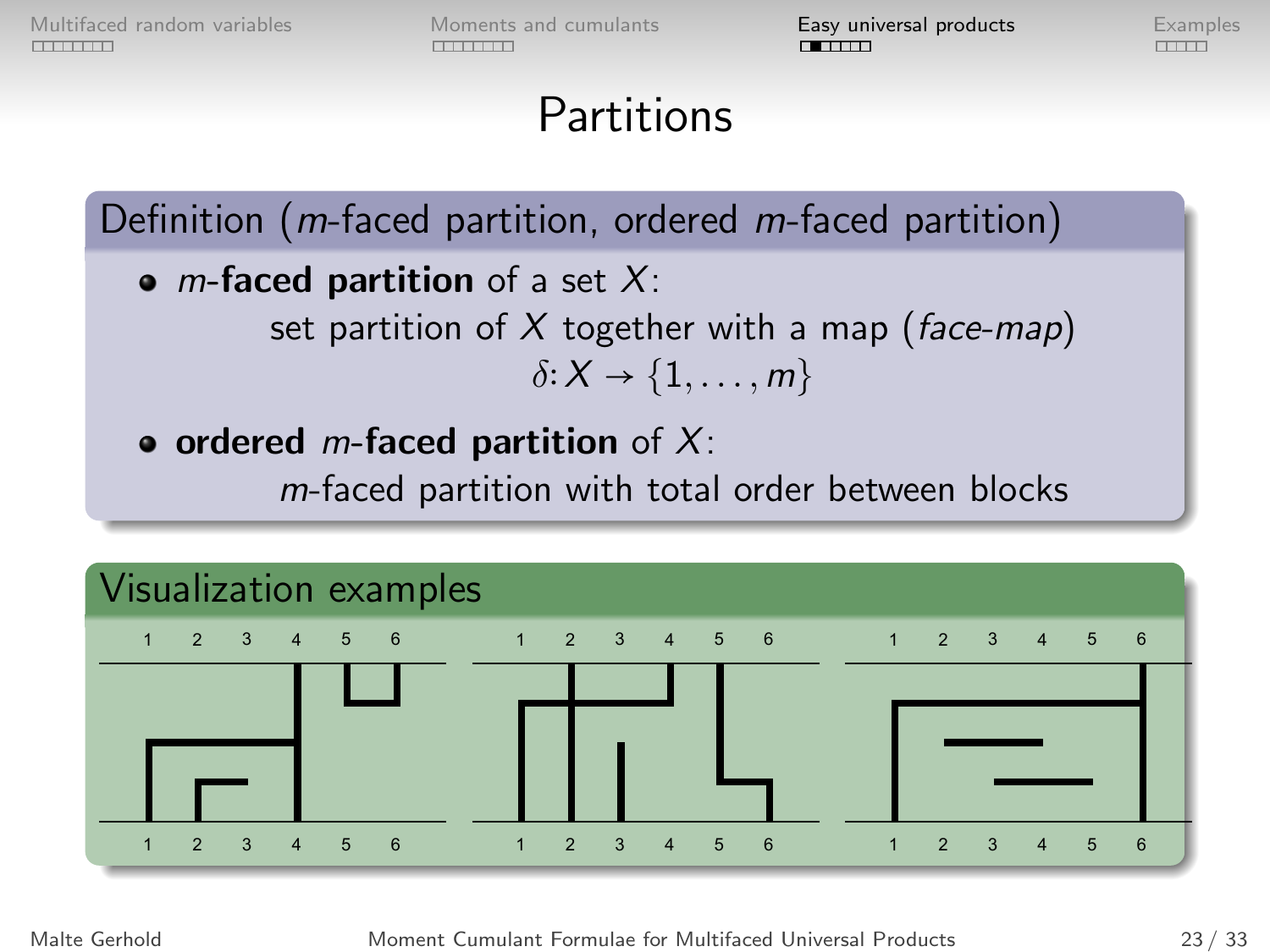# Partitions

## Definition ($m$-faced partition, ordered $m$-faced partition)

- ***m*-faced partition** of a set $X$:

  set partition of $X$ together with a map (*face-map*)

  $$\delta: X \to \{1, \dots, m\}$$

- **ordered *m*-faced partition** of $X$:

  $m$-faced partition with total order between blocks

## Visualization examples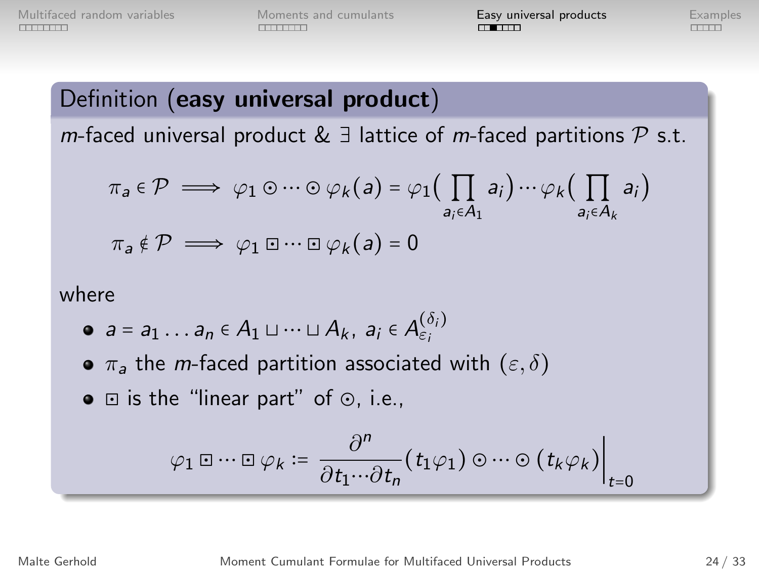## Definition (**easy universal product**)

$m$-faced universal product & $\exists$ lattice of $m$-faced partitions $\mathcal{P}$ s.t.

$$\pi_a \in \mathcal{P} \implies \varphi_1 \odot \cdots \odot \varphi_k(a) = \varphi_1\Big(\prod_{a_i \in A_1} a_i\Big) \cdots \varphi_k\Big(\prod_{a_i \in A_k} a_i\Big)$$

$$\pi_a \notin \mathcal{P} \implies \varphi_1 \boxdot \cdots \boxdot \varphi_k(a) = 0$$

where

- $a = a_1 \ldots a_n \in A_1 \sqcup \cdots \sqcup A_k$, $a_i \in A_{\varepsilon_i}^{(\delta_i)}$
- $\pi_a$ the $m$-faced partition associated with $(\varepsilon, \delta)$
- $\boxdot$ is the "linear part" of $\odot$, i.e.,

$$\varphi_1 \boxdot \cdots \boxdot \varphi_k := \frac{\partial^n}{\partial t_1 \cdots \partial t_n} (t_1\varphi_1) \odot \cdots \odot (t_k\varphi_k)\Big|_{t=0}$$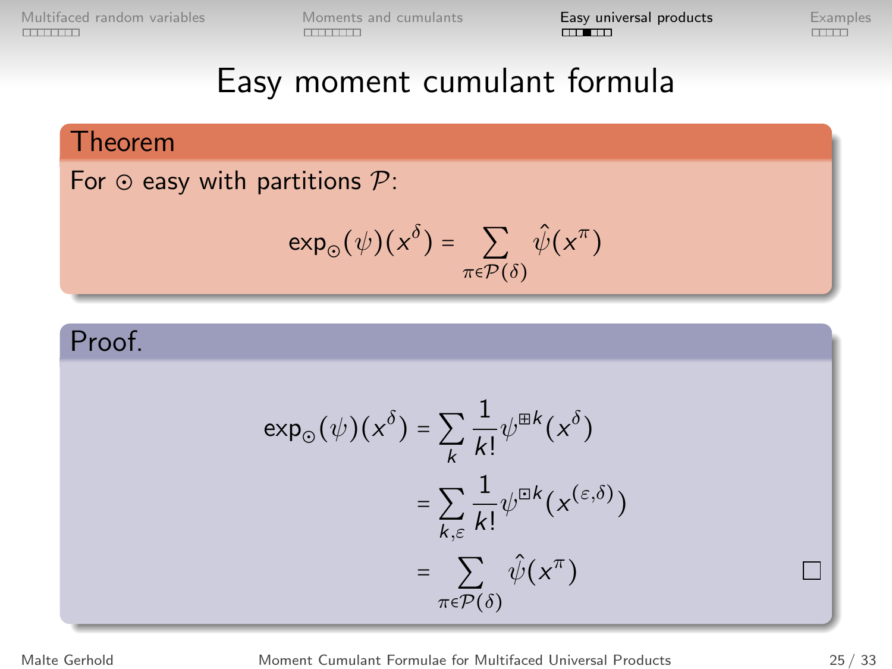# Easy moment cumulant formula

**Theorem**

For $\odot$ easy with partitions $\mathcal{P}$:

$$\exp_{\odot}(\psi)(x^{\delta}) = \sum_{\pi \in \mathcal{P}(\delta)} \hat{\psi}(x^{\pi})$$

**Proof.**

$$\begin{aligned}
\exp_{\odot}(\psi)(x^{\delta}) &= \sum_{k} \frac{1}{k!} \psi^{\boxplus k}(x^{\delta}) \\
&= \sum_{k,\varepsilon} \frac{1}{k!} \psi^{\boxdot k}(x^{(\varepsilon,\delta)}) \\
&= \sum_{\pi \in \mathcal{P}(\delta)} \hat{\psi}(x^{\pi})
\end{aligned}$$

□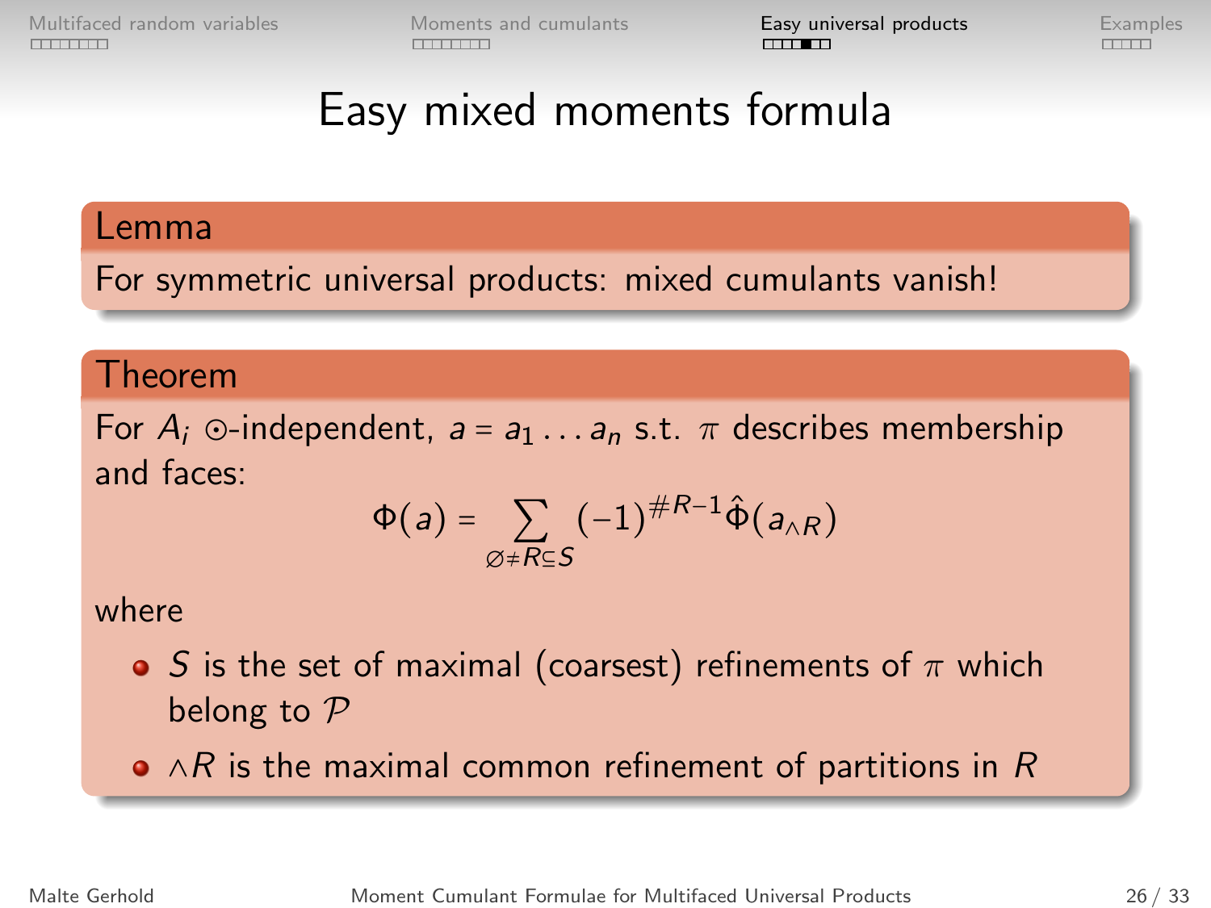# Easy mixed moments formula

**Lemma**

For symmetric universal products: mixed cumulants vanish!

**Theorem**

For $A_i$ $\odot$-independent, $a = a_1 \ldots a_n$ s.t. $\pi$ describes membership and faces:

$$\Phi(a) = \sum_{\varnothing \neq R \subseteq S} (-1)^{\#R-1} \hat{\Phi}(a_{\wedge R})$$

where

- $S$ is the set of maximal (coarsest) refinements of $\pi$ which belong to $\mathcal{P}$
- $\wedge R$ is the maximal common refinement of partitions in $R$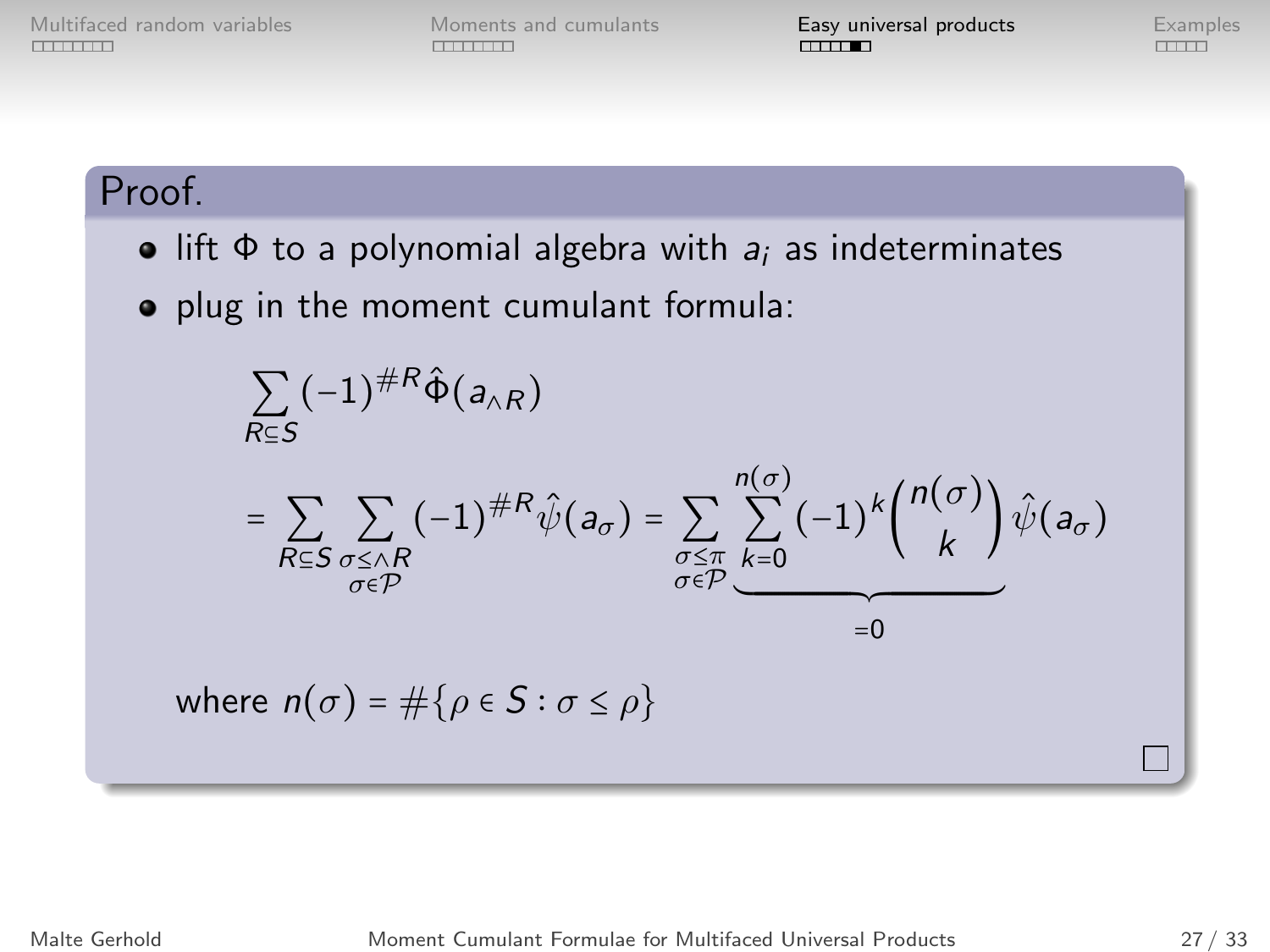**Proof.**

- lift $\Phi$ to a polynomial algebra with $a_i$ as indeterminates
- plug in the moment cumulant formula:

$$
\begin{aligned}
&\sum_{R\subseteq S} (-1)^{\#R} \hat{\Phi}(a_{\wedge R}) \\
&= \sum_{R\subseteq S} \sum_{\substack{\sigma \leq \wedge R \\ \sigma \in \mathcal{P}}} (-1)^{\#R} \hat{\psi}(a_\sigma) = \sum_{\substack{\sigma \leq \pi \\ \sigma \in \mathcal{P}}} \underbrace{\sum_{k=0}^{n(\sigma)} (-1)^k \binom{n(\sigma)}{k}}_{=0} \hat{\psi}(a_\sigma)
\end{aligned}
$$

where $n(\sigma) = \#\{\rho \in S : \sigma \leq \rho\}$

□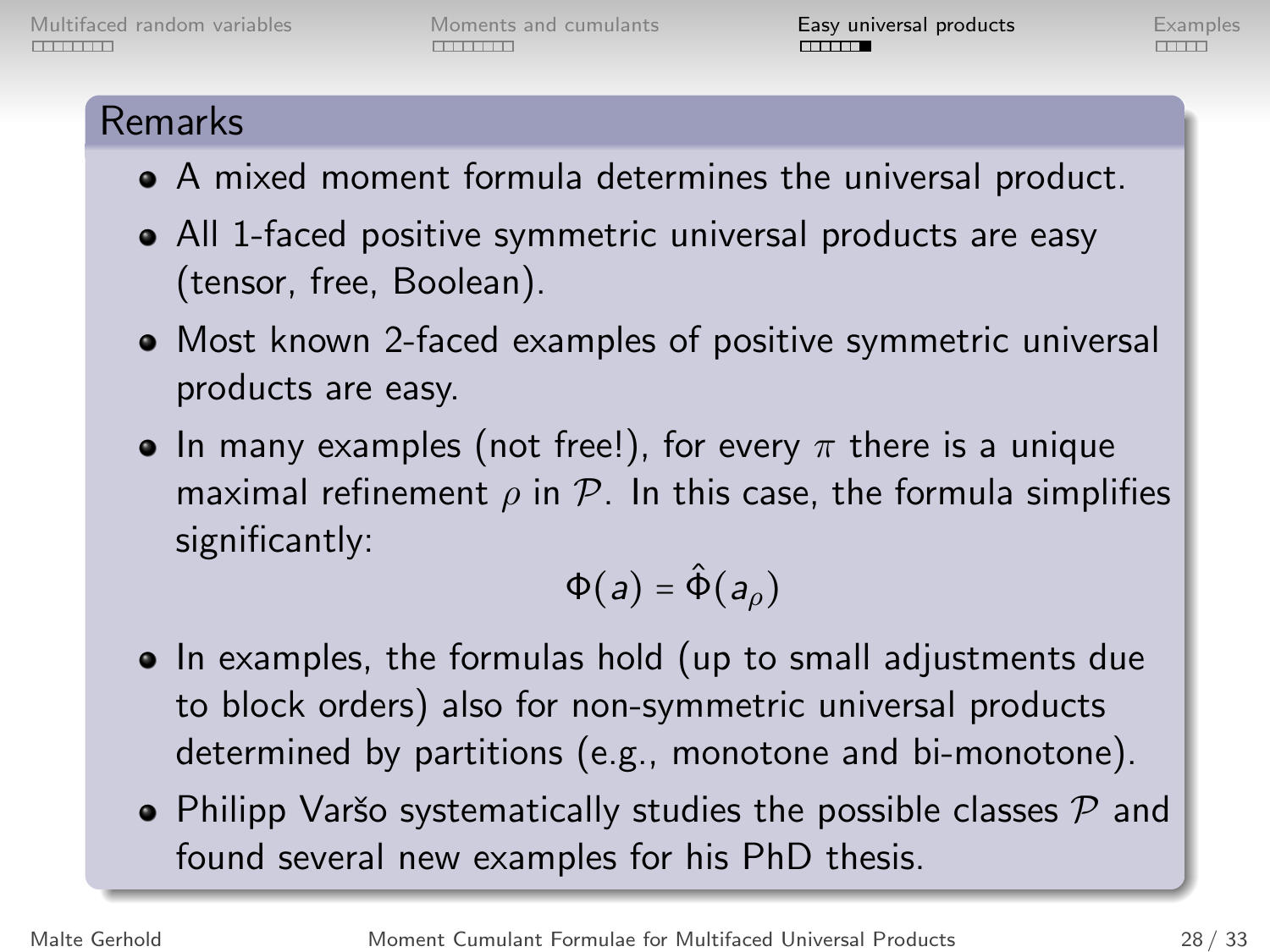## Remarks

- A mixed moment formula determines the universal product.
- All 1-faced positive symmetric universal products are easy (tensor, free, Boolean).
- Most known 2-faced examples of positive symmetric universal products are easy.
- In many examples (not free!), for every $\pi$ there is a unique maximal refinement $\rho$ in $\mathcal{P}$. In this case, the formula simplifies significantly:

$$\Phi(a) = \hat{\Phi}(a_\rho)$$

- In examples, the formulas hold (up to small adjustments due to block orders) also for non-symmetric universal products determined by partitions (e.g., monotone and bi-monotone).
- Philipp Varšo systematically studies the possible classes $\mathcal{P}$ and found several new examples for his PhD thesis.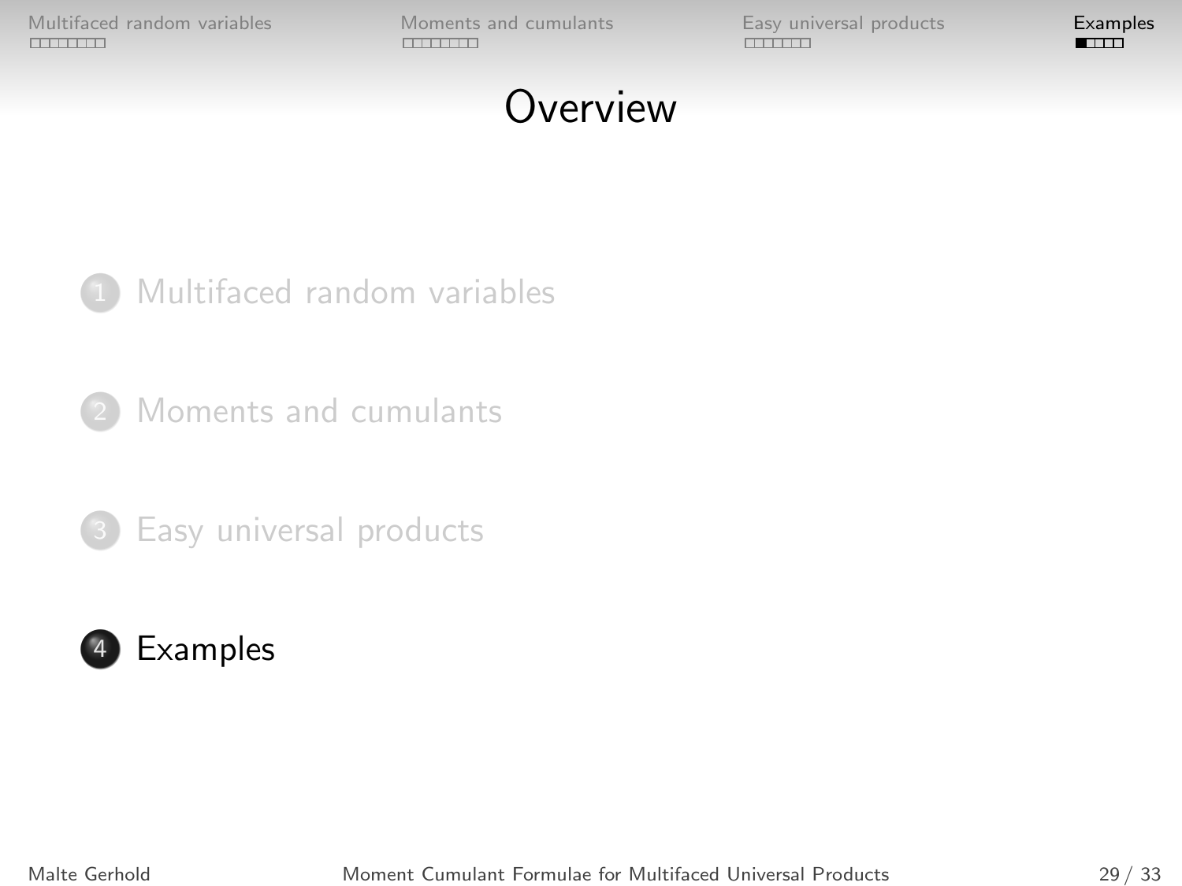# Overview

1. Multifaced random variables
2. Moments and cumulants
3. Easy universal products
4. Examples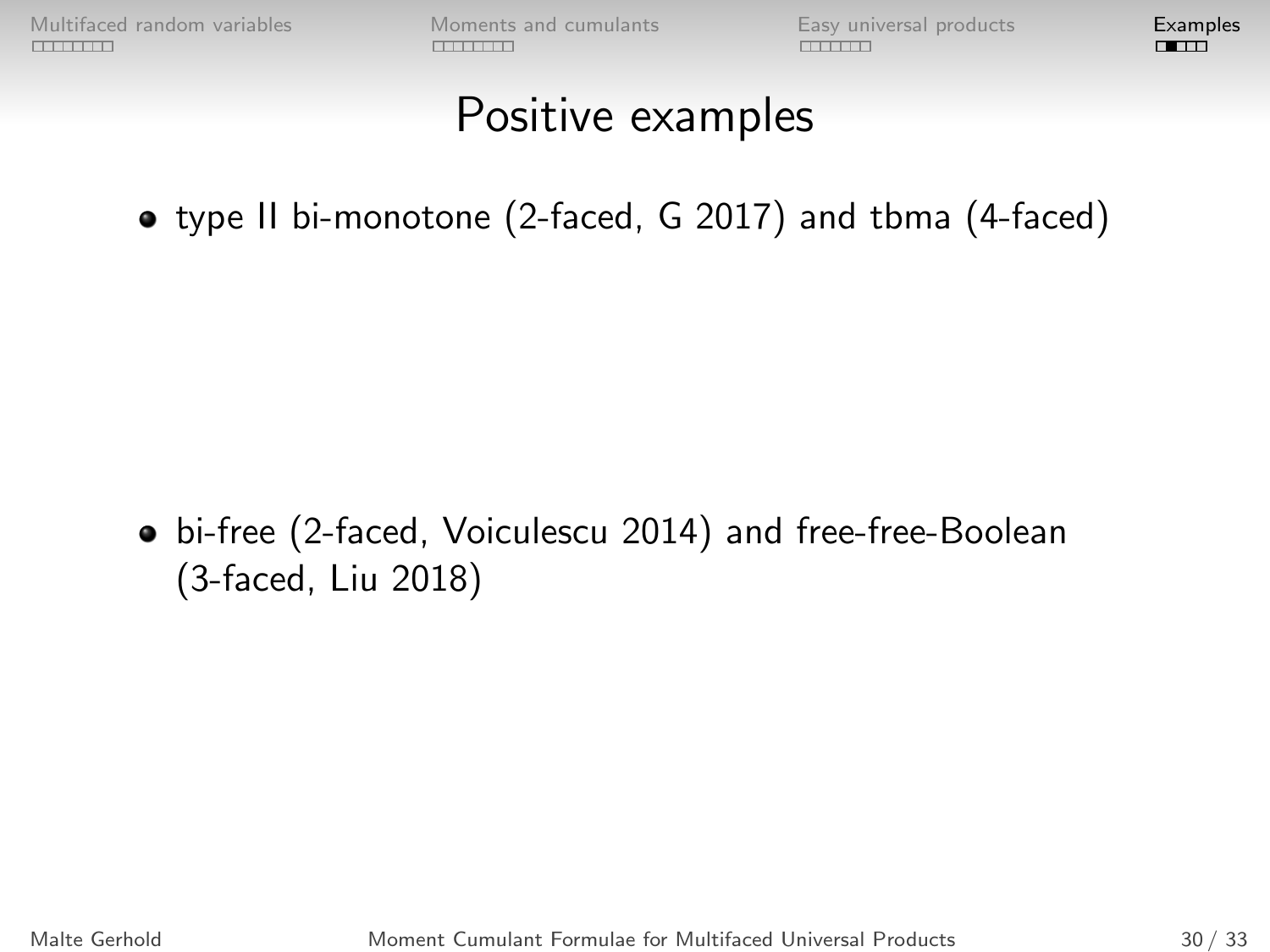# Positive examples

- type II bi-monotone (2-faced, G 2017) and tbma (4-faced)

- bi-free (2-faced, Voiculescu 2014) and free-free-Boolean (3-faced, Liu 2018)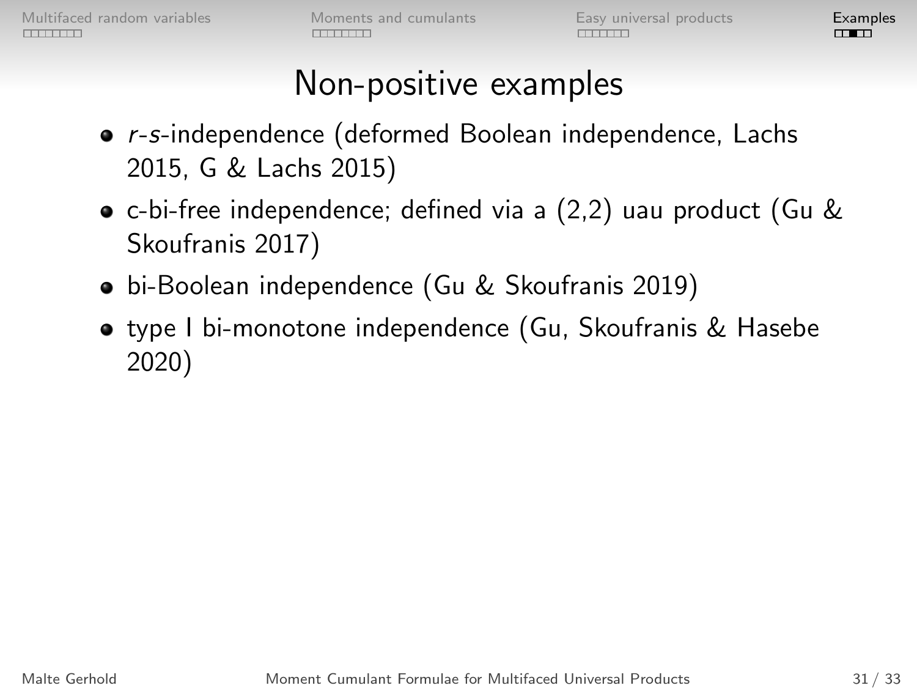# Non-positive examples

- *r*-*s*-independence (deformed Boolean independence, Lachs 2015, G & Lachs 2015)
- c-bi-free independence; defined via a (2,2) uau product (Gu & Skoufranis 2017)
- bi-Boolean independence (Gu & Skoufranis 2019)
- type I bi-monotone independence (Gu, Skoufranis & Hasebe 2020)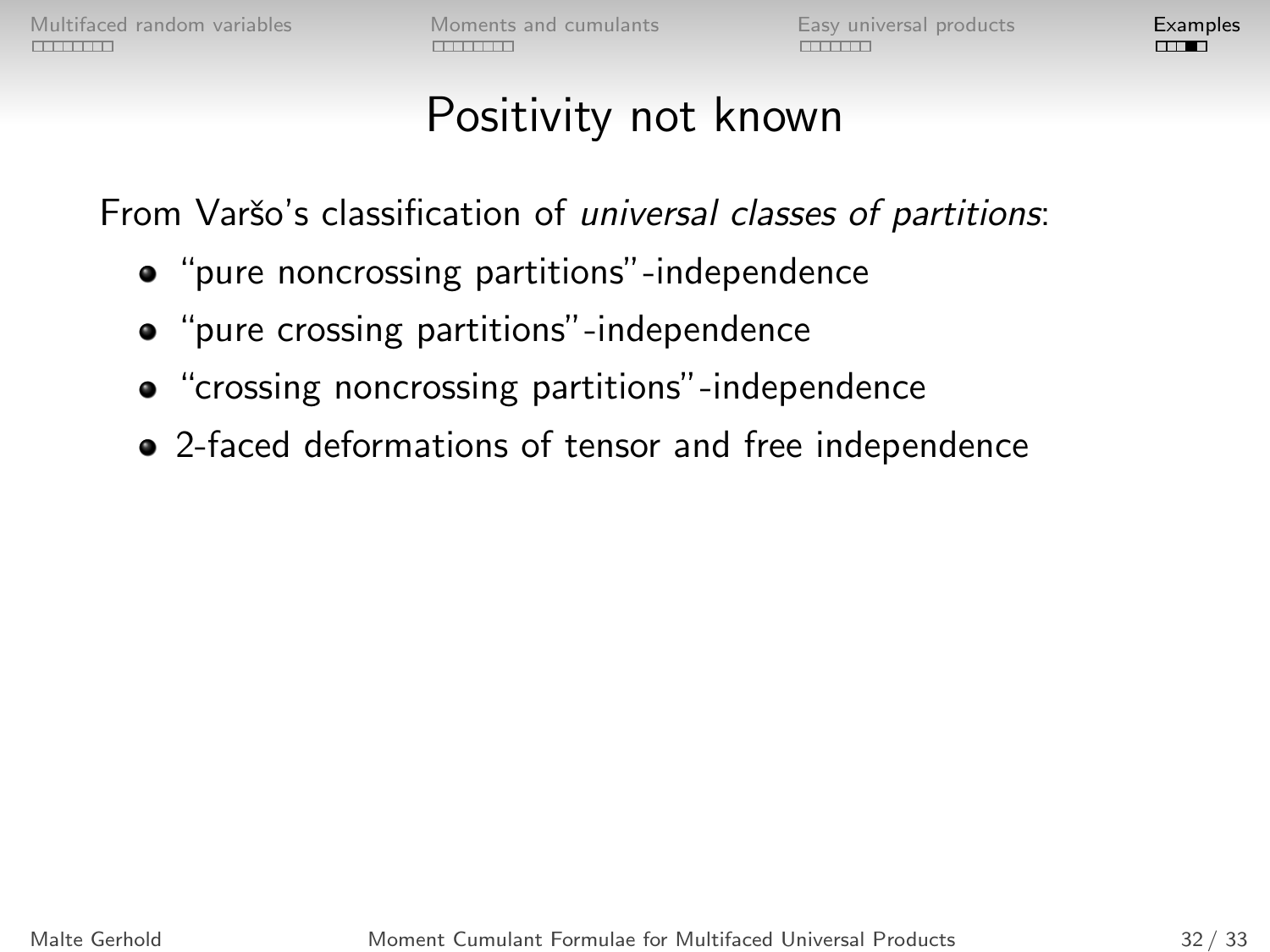# Positivity not known

From Varšo's classification of *universal classes of partitions*:

- "pure noncrossing partitions"-independence
- "pure crossing partitions"-independence
- "crossing noncrossing partitions"-independence
- 2-faced deformations of tensor and free independence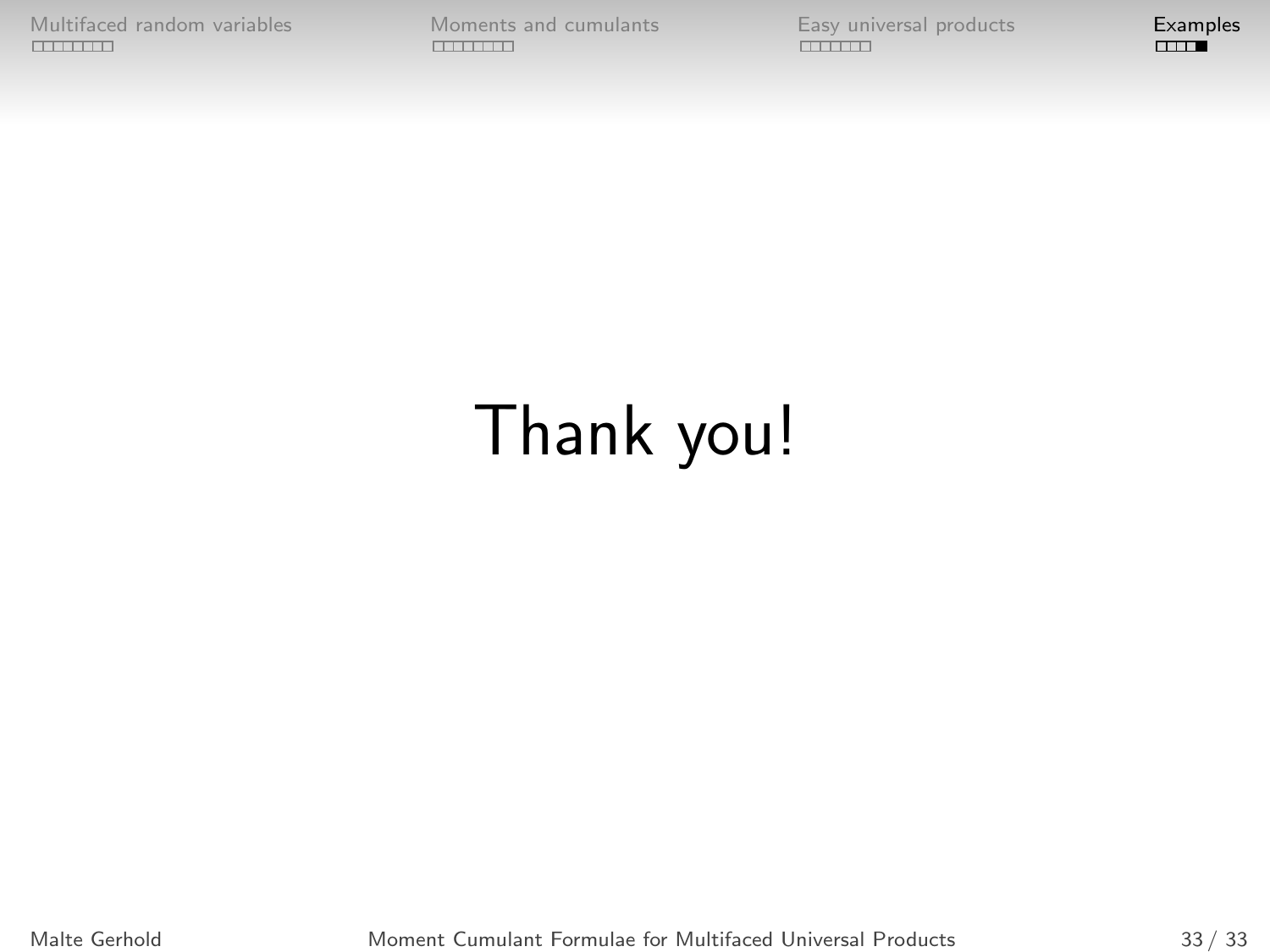Thank you!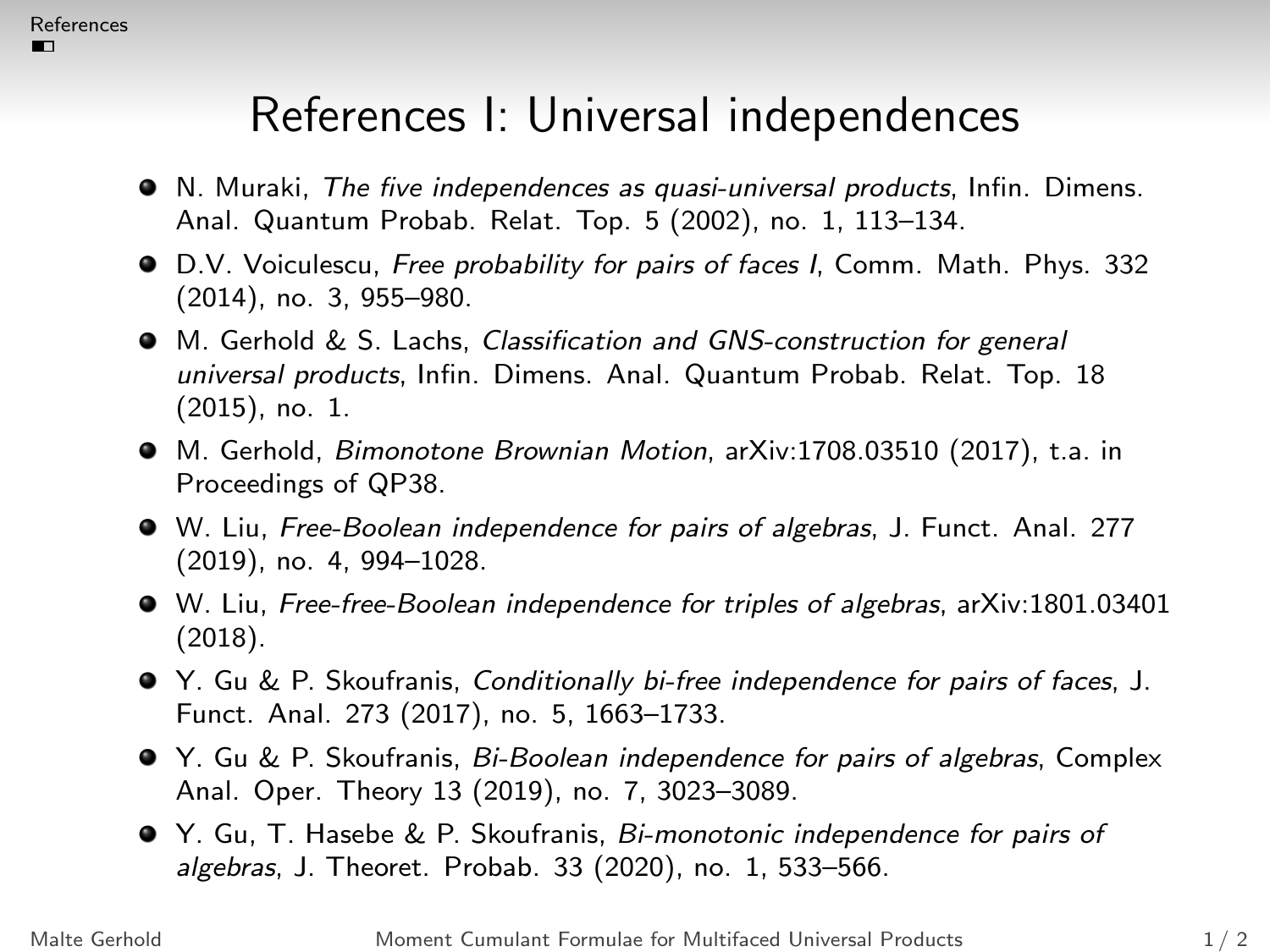# References I: Universal independences

- N. Muraki, *The five independences as quasi-universal products*, Infin. Dimens. Anal. Quantum Probab. Relat. Top. 5 (2002), no. 1, 113–134.
- D.V. Voiculescu, *Free probability for pairs of faces I*, Comm. Math. Phys. 332 (2014), no. 3, 955–980.
- M. Gerhold & S. Lachs, *Classification and GNS-construction for general universal products*, Infin. Dimens. Anal. Quantum Probab. Relat. Top. 18 (2015), no. 1.
- M. Gerhold, *Bimonotone Brownian Motion*, arXiv:1708.03510 (2017), t.a. in Proceedings of QP38.
- W. Liu, *Free-Boolean independence for pairs of algebras*, J. Funct. Anal. 277 (2019), no. 4, 994–1028.
- W. Liu, *Free-free-Boolean independence for triples of algebras*, arXiv:1801.03401 (2018).
- Y. Gu & P. Skoufranis, *Conditionally bi-free independence for pairs of faces*, J. Funct. Anal. 273 (2017), no. 5, 1663–1733.
- Y. Gu & P. Skoufranis, *Bi-Boolean independence for pairs of algebras*, Complex Anal. Oper. Theory 13 (2019), no. 7, 3023–3089.
- Y. Gu, T. Hasebe & P. Skoufranis, *Bi-monotonic independence for pairs of algebras*, J. Theoret. Probab. 33 (2020), no. 1, 533–566.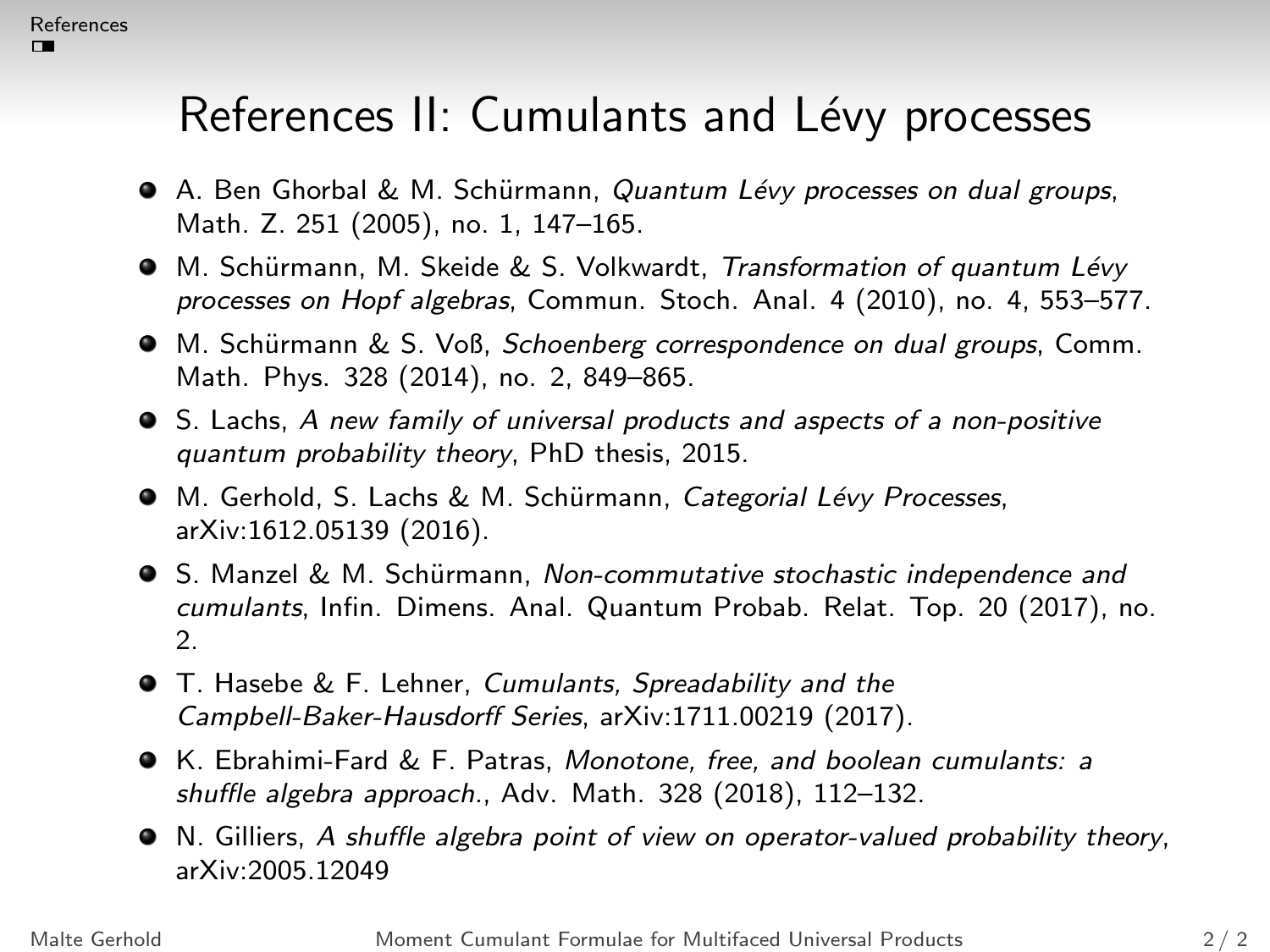# References II: Cumulants and Lévy processes

- A. Ben Ghorbal & M. Schürmann, *Quantum Lévy processes on dual groups*, Math. Z. 251 (2005), no. 1, 147–165.
- M. Schürmann, M. Skeide & S. Volkwardt, *Transformation of quantum Lévy processes on Hopf algebras*, Commun. Stoch. Anal. 4 (2010), no. 4, 553–577.
- M. Schürmann & S. Voß, *Schoenberg correspondence on dual groups*, Comm. Math. Phys. 328 (2014), no. 2, 849–865.
- S. Lachs, *A new family of universal products and aspects of a non-positive quantum probability theory*, PhD thesis, 2015.
- M. Gerhold, S. Lachs & M. Schürmann, *Categorial Lévy Processes*, arXiv:1612.05139 (2016).
- S. Manzel & M. Schürmann, *Non-commutative stochastic independence and cumulants*, Infin. Dimens. Anal. Quantum Probab. Relat. Top. 20 (2017), no. 2.
- T. Hasebe & F. Lehner, *Cumulants, Spreadability and the Campbell-Baker-Hausdorff Series*, arXiv:1711.00219 (2017).
- K. Ebrahimi-Fard & F. Patras, *Monotone, free, and boolean cumulants: a shuffle algebra approach.*, Adv. Math. 328 (2018), 112–132.
- N. Gilliers, *A shuffle algebra point of view on operator-valued probability theory*, arXiv:2005.12049